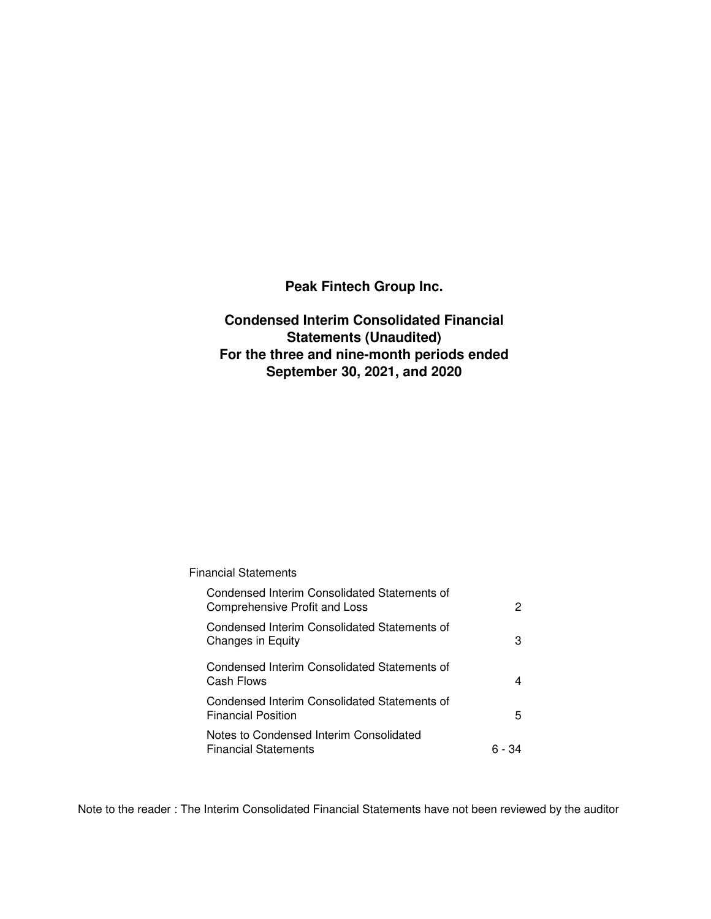# Peak Fintech Group Inc.

## Condensed Interim Consolidated Financial Statements (Unaudited)
## For the three and nine-month periods ended September 30, 2021, and 2020

Financial Statements

| | |
|---|---|
| Condensed Interim Consolidated Statements of Comprehensive Profit and Loss | 2 |
| Condensed Interim Consolidated Statements of Changes in Equity | 3 |
| Condensed Interim Consolidated Statements of Cash Flows | 4 |
| Condensed Interim Consolidated Statements of Financial Position | 5 |
| Notes to Condensed Interim Consolidated Financial Statements | 6 - 34 |

Note to the reader : The Interim Consolidated Financial Statements have not been reviewed by the auditor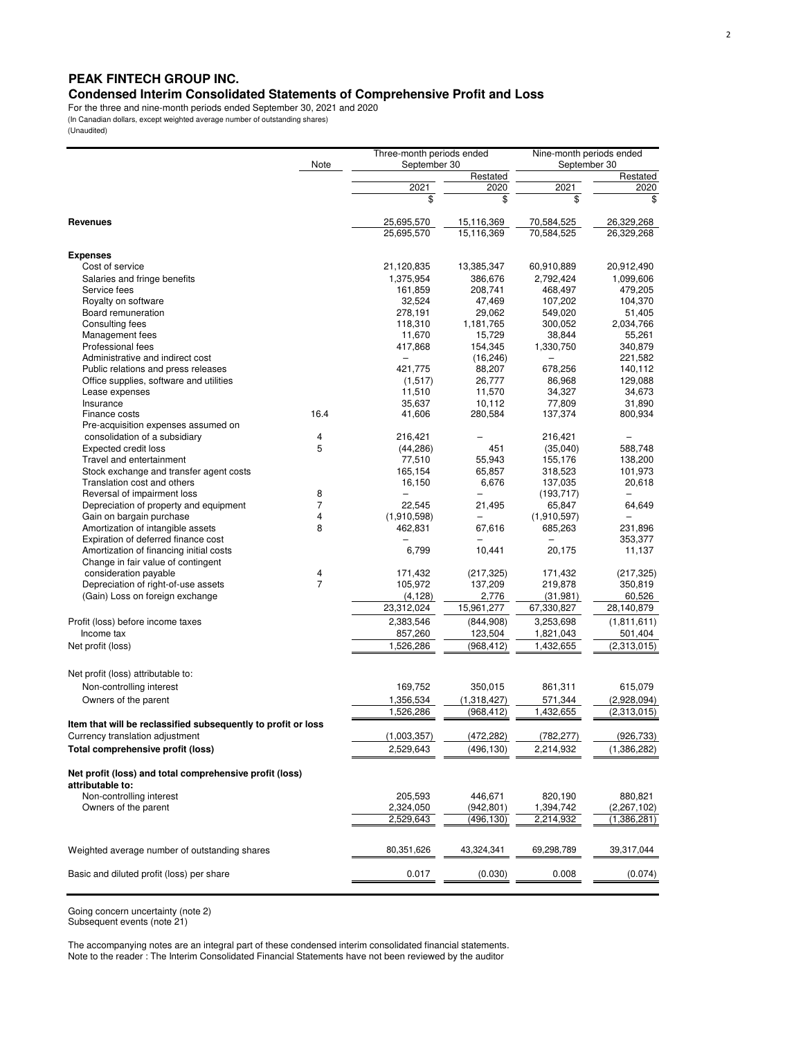# PEAK FINTECH GROUP INC.

## Condensed Interim Consolidated Statements of Comprehensive Profit and Loss

For the three and nine-month periods ended September 30, 2021 and 2020
(In Canadian dollars, except weighted average number of outstanding shares)
(Unaudited)

| | Note | Three-month periods ended September 30 | | Nine-month periods ended September 30 | |
|---|---|---|---|---|---|
| | | | Restated | | Restated |
| | | 2021 | 2020 | 2021 | 2020 |
| | | $ | $ | $ | $ |
| **Revenues** | | 25,695,570 | 15,116,369 | 70,584,525 | 26,329,268 |
| | | 25,695,570 | 15,116,369 | 70,584,525 | 26,329,268 |
| **Expenses** | | | | | |
| Cost of service | | 21,120,835 | 13,385,347 | 60,910,889 | 20,912,490 |
| Salaries and fringe benefits | | 1,375,954 | 386,676 | 2,792,424 | 1,099,606 |
| Service fees | | 161,859 | 208,741 | 468,497 | 479,205 |
| Royalty on software | | 32,524 | 47,469 | 107,202 | 104,370 |
| Board remuneration | | 278,191 | 29,062 | 549,020 | 51,405 |
| Consulting fees | | 118,310 | 1,181,765 | 300,052 | 2,034,766 |
| Management fees | | 11,670 | 15,729 | 38,844 | 55,261 |
| Professional fees | | 417,868 | 154,345 | 1,330,750 | 340,879 |
| Administrative and indirect cost | | – | (16,246) | – | 221,582 |
| Public relations and press releases | | 421,775 | 88,207 | 678,256 | 140,112 |
| Office supplies, software and utilities | | (1,517) | 26,777 | 86,968 | 129,088 |
| Lease expenses | | 11,510 | 11,570 | 34,327 | 34,673 |
| Insurance | | 35,637 | 10,112 | 77,809 | 31,890 |
| Finance costs | 16.4 | 41,606 | 280,584 | 137,374 | 800,934 |
| Pre-acquisition expenses assumed on consolidation of a subsidiary | 4 | 216,421 | – | 216,421 | – |
| Expected credit loss | 5 | (44,286) | 451 | (35,040) | 588,748 |
| Travel and entertainment | | 77,510 | 55,943 | 155,176 | 138,200 |
| Stock exchange and transfer agent costs | | 165,154 | 65,857 | 318,523 | 101,973 |
| Translation cost and others | | 16,150 | 6,676 | 137,035 | 20,618 |
| Reversal of impairment loss | 8 | – | – | (193,717) | – |
| Depreciation of property and equipment | 7 | 22,545 | 21,495 | 65,847 | 64,649 |
| Gain on bargain purchase | 4 | (1,910,598) | – | (1,910,597) | – |
| Amortization of intangible assets | 8 | 462,831 | 67,616 | 685,263 | 231,896 |
| Expiration of deferred finance cost | | – | – | – | 353,377 |
| Amortization of financing initial costs | | 6,799 | 10,441 | 20,175 | 11,137 |
| Change in fair value of contingent consideration payable | 4 | 171,432 | (217,325) | 171,432 | (217,325) |
| Depreciation of right-of-use assets | 7 | 105,972 | 137,209 | 219,878 | 350,819 |
| (Gain) Loss on foreign exchange | | (4,128) | 2,776 | (31,981) | 60,526 |
| | | 23,312,024 | 15,961,277 | 67,330,827 | 28,140,879 |
| Profit (loss) before income taxes | | 2,383,546 | (844,908) | 3,253,698 | (1,811,611) |
| Income tax | | 857,260 | 123,504 | 1,821,043 | 501,404 |
| Net profit (loss) | | 1,526,286 | (968,412) | 1,432,655 | (2,313,015) |
| Net profit (loss) attributable to: | | | | | |
| Non-controlling interest | | 169,752 | 350,015 | 861,311 | 615,079 |
| Owners of the parent | | 1,356,534 | (1,318,427) | 571,344 | (2,928,094) |
| | | 1,526,286 | (968,412) | 1,432,655 | (2,313,015) |
| **Item that will be reclassified subsequently to profit or loss** | | | | | |
| Currency translation adjustment | | (1,003,357) | (472,282) | (782,277) | (926,733) |
| **Total comprehensive profit (loss)** | | 2,529,643 | (496,130) | 2,214,932 | (1,386,282) |
| **Net profit (loss) and total comprehensive profit (loss) attributable to:** | | | | | |
| Non-controlling interest | | 205,593 | 446,671 | 820,190 | 880,821 |
| Owners of the parent | | 2,324,050 | (942,801) | 1,394,742 | (2,267,102) |
| | | 2,529,643 | (496,130) | 2,214,932 | (1,386,281) |
| Weighted average number of outstanding shares | | 80,351,626 | 43,324,341 | 69,298,789 | 39,317,044 |
| Basic and diluted profit (loss) per share | | 0.017 | (0.030) | 0.008 | (0.074) |

Going concern uncertainty (note 2)
Subsequent events (note 21)

The accompanying notes are an integral part of these condensed interim consolidated financial statements.
Note to the reader : The Interim Consolidated Financial Statements have not been reviewed by the auditor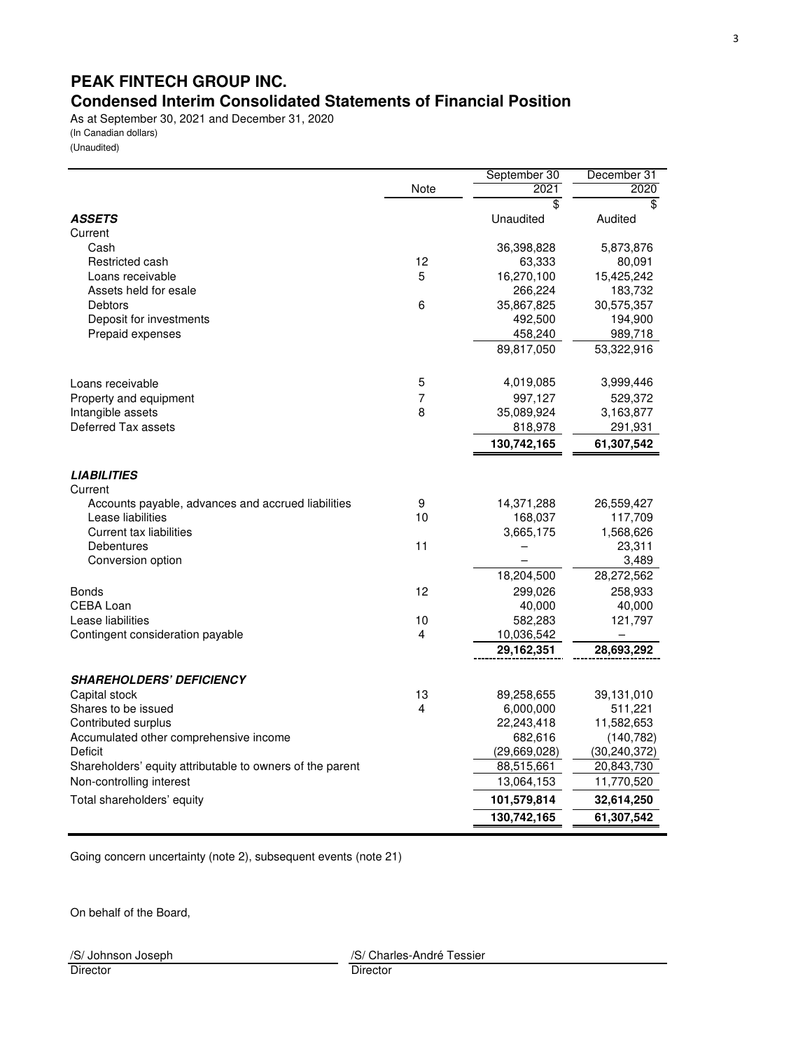# PEAK FINTECH GROUP INC.

## Condensed Interim Consolidated Statements of Financial Position

As at September 30, 2021 and December 31, 2020
(In Canadian dollars)
(Unaudited)

| | Note | September 30 2021 | December 31 2020 |
|---|---|---|---|
| | | $ | $ |
| ***ASSETS*** | | Unaudited | Audited |
| Current | | | |
| Cash | | 36,398,828 | 5,873,876 |
| Restricted cash | 12 | 63,333 | 80,091 |
| Loans receivable | 5 | 16,270,100 | 15,425,242 |
| Assets held for esale | | 266,224 | 183,732 |
| Debtors | 6 | 35,867,825 | 30,575,357 |
| Deposit for investments | | 492,500 | 194,900 |
| Prepaid expenses | | 458,240 | 989,718 |
| | | 89,817,050 | 53,322,916 |
| Loans receivable | 5 | 4,019,085 | 3,999,446 |
| Property and equipment | 7 | 997,127 | 529,372 |
| Intangible assets | 8 | 35,089,924 | 3,163,877 |
| Deferred Tax assets | | 818,978 | 291,931 |
| | | **130,742,165** | **61,307,542** |
| ***LIABILITIES*** | | | |
| Current | | | |
| Accounts payable, advances and accrued liabilities | 9 | 14,371,288 | 26,559,427 |
| Lease liabilities | 10 | 168,037 | 117,709 |
| Current tax liabilities | | 3,665,175 | 1,568,626 |
| Debentures | 11 | – | 23,311 |
| Conversion option | | – | 3,489 |
| | | 18,204,500 | 28,272,562 |
| Bonds | 12 | 299,026 | 258,933 |
| CEBA Loan | | 40,000 | 40,000 |
| Lease liabilities | 10 | 582,283 | 121,797 |
| Contingent consideration payable | 4 | 10,036,542 | – |
| | | **29,162,351** | **28,693,292** |
| ***SHAREHOLDERS' DEFICIENCY*** | | | |
| Capital stock | 13 | 89,258,655 | 39,131,010 |
| Shares to be issued | 4 | 6,000,000 | 511,221 |
| Contributed surplus | | 22,243,418 | 11,582,653 |
| Accumulated other comprehensive income | | 682,616 | (140,782) |
| Deficit | | (29,669,028) | (30,240,372) |
| Shareholders' equity attributable to owners of the parent | | 88,515,661 | 20,843,730 |
| Non-controlling interest | | 13,064,153 | 11,770,520 |
| Total shareholders' equity | | **101,579,814** | **32,614,250** |
| | | **130,742,165** | **61,307,542** |

Going concern uncertainty (note 2), subsequent events (note 21)

On behalf of the Board,

/S/ Johnson Joseph
Director

/S/ Charles-André Tessier
Director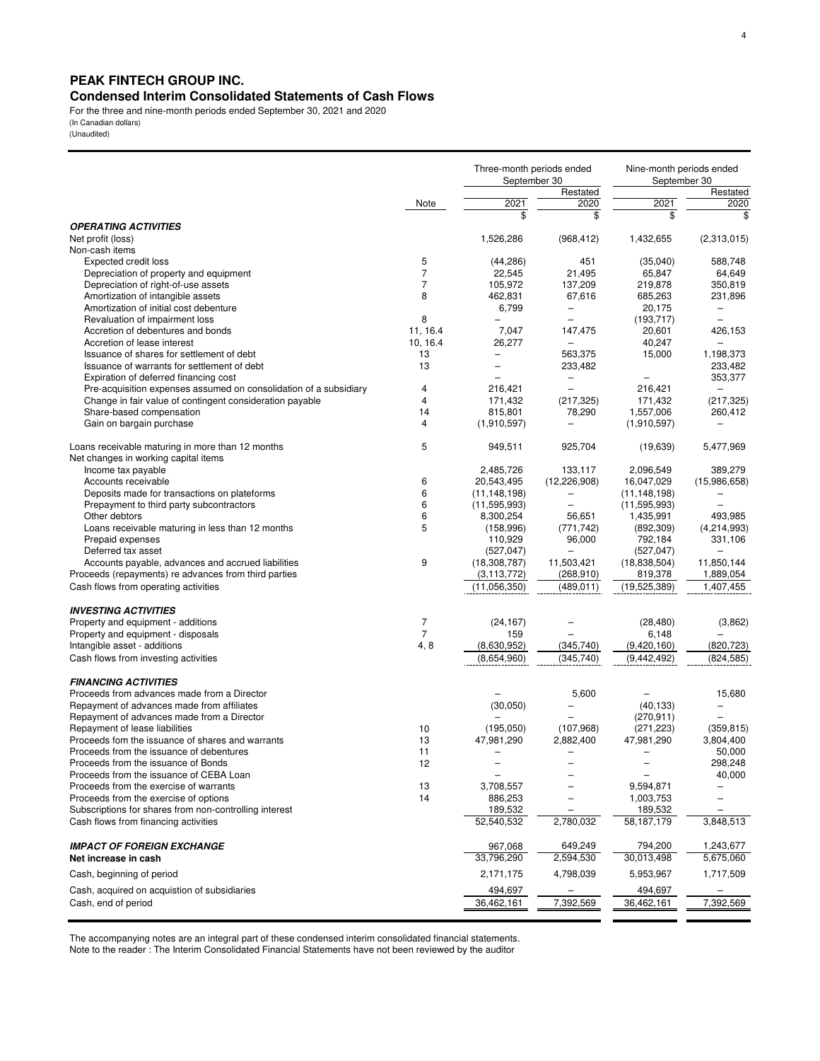## PEAK FINTECH GROUP INC.

### Condensed Interim Consolidated Statements of Cash Flows

For the three and nine-month periods ended September 30, 2021 and 2020
(In Canadian dollars)
(Unaudited)

| | Note | Three-month periods ended September 30 | | Nine-month periods ended September 30 | |
|---|---|---|---|---|---|
| | | | Restated | | Restated |
| | | 2021 | 2020 | 2021 | 2020 |
| | | $ | $ | $ | $ |
| ***OPERATING ACTIVITIES*** | | | | | |
| Net profit (loss) | | 1,526,286 | (968,412) | 1,432,655 | (2,313,015) |
| Non-cash items | | | | | |
| Expected credit loss | 5 | (44,286) | 451 | (35,040) | 588,748 |
| Depreciation of property and equipment | 7 | 22,545 | 21,495 | 65,847 | 64,649 |
| Depreciation of right-of-use assets | 7 | 105,972 | 137,209 | 219,878 | 350,819 |
| Amortization of intangible assets | 8 | 462,831 | 67,616 | 685,263 | 231,896 |
| Amortization of initial cost debenture | | 6,799 | – | 20,175 | – |
| Revaluation of impairment loss | 8 | – | – | (193,717) | – |
| Accretion of debentures and bonds | 11, 16.4 | 7,047 | 147,475 | 20,601 | 426,153 |
| Accretion of lease interest | 10, 16.4 | 26,277 | – | 40,247 | – |
| Issuance of shares for settlement of debt | 13 | – | 563,375 | 15,000 | 1,198,373 |
| Issuance of warrants for settlement of debt | 13 | – | 233,482 | | 233,482 |
| Expiration of deferred financing cost | | – | – | – | 353,377 |
| Pre-acquisition expenses assumed on consolidation of a subsidiary | 4 | 216,421 | – | 216,421 | – |
| Change in fair value of contingent consideration payable | 4 | 171,432 | (217,325) | 171,432 | (217,325) |
| Share-based compensation | 14 | 815,801 | 78,290 | 1,557,006 | 260,412 |
| Gain on bargain purchase | 4 | (1,910,597) | – | (1,910,597) | – |
| Loans receivable maturing in more than 12 months | 5 | 949,511 | 925,704 | (19,639) | 5,477,969 |
| Net changes in working capital items | | | | | |
| Income tax payable | | 2,485,726 | 133,117 | 2,096,549 | 389,279 |
| Accounts receivable | 6 | 20,543,495 | (12,226,908) | 16,047,029 | (15,986,658) |
| Deposits made for transactions on plateforms | 6 | (11,148,198) | – | (11,148,198) | – |
| Prepayment to third party subcontractors | 6 | (11,595,993) | – | (11,595,993) | – |
| Other debtors | 6 | 8,300,254 | 56,651 | 1,435,991 | 493,985 |
| Loans receivable maturing in less than 12 months | 5 | (158,996) | (771,742) | (892,309) | (4,214,993) |
| Prepaid expenses | | 110,929 | 96,000 | 792,184 | 331,106 |
| Deferred tax asset | | (527,047) | – | (527,047) | – |
| Accounts payable, advances and accrued liabilities | 9 | (18,308,787) | 11,503,421 | (18,838,504) | 11,850,144 |
| Proceeds (repayments) re advances from third parties | | (3,113,772) | (268,910) | 819,378 | 1,889,054 |
| Cash flows from operating activities | | (11,056,350) | (489,011) | (19,525,389) | 1,407,455 |
| ***INVESTING ACTIVITIES*** | | | | | |
| Property and equipment - additions | 7 | (24,167) | – | (28,480) | (3,862) |
| Property and equipment - disposals | 7 | 159 | – | 6,148 | – |
| Intangible asset - additions | 4, 8 | (8,630,952) | (345,740) | (9,420,160) | (820,723) |
| Cash flows from investing activities | | (8,654,960) | (345,740) | (9,442,492) | (824,585) |
| ***FINANCING ACTIVITIES*** | | | | | |
| Proceeds from advances made from a Director | | – | 5,600 | – | 15,680 |
| Repayment of advances made from affiliates | | (30,050) | – | (40,133) | – |
| Repayment of advances made from a Director | | – | – | (270,911) | – |
| Repayment of lease liabilities | 10 | (195,050) | (107,968) | (271,223) | (359,815) |
| Proceeds fom the issuance of shares and warrants | 13 | 47,981,290 | 2,882,400 | 47,981,290 | 3,804,400 |
| Proceeds from the issuance of debentures | 11 | – | – | – | 50,000 |
| Proceeds from the issuance of Bonds | 12 | – | – | – | 298,248 |
| Proceeds from the issuance of CEBA Loan | | – | – | – | 40,000 |
| Proceeds from the exercise of warrants | 13 | 3,708,557 | – | 9,594,871 | – |
| Proceeds from the exercise of options | 14 | 886,253 | – | 1,003,753 | – |
| Subscriptions for shares from non-controlling interest | | 189,532 | – | 189,532 | – |
| Cash flows from financing activities | | 52,540,532 | 2,780,032 | 58,187,179 | 3,848,513 |
| ***IMPACT OF FOREIGN EXCHANGE*** | | 967,068 | 649,249 | 794,200 | 1,243,677 |
| **Net increase in cash** | | 33,796,290 | 2,594,530 | 30,013,498 | 5,675,060 |
| Cash, beginning of period | | 2,171,175 | 4,798,039 | 5,953,967 | 1,717,509 |
| Cash, acquired on acquistion of subsidiaries | | 494,697 | – | 494,697 | – |
| Cash, end of period | | 36,462,161 | 7,392,569 | 36,462,161 | 7,392,569 |

The accompanying notes are an integral part of these condensed interim consolidated financial statements.
Note to the reader : The Interim Consolidated Financial Statements have not been reviewed by the auditor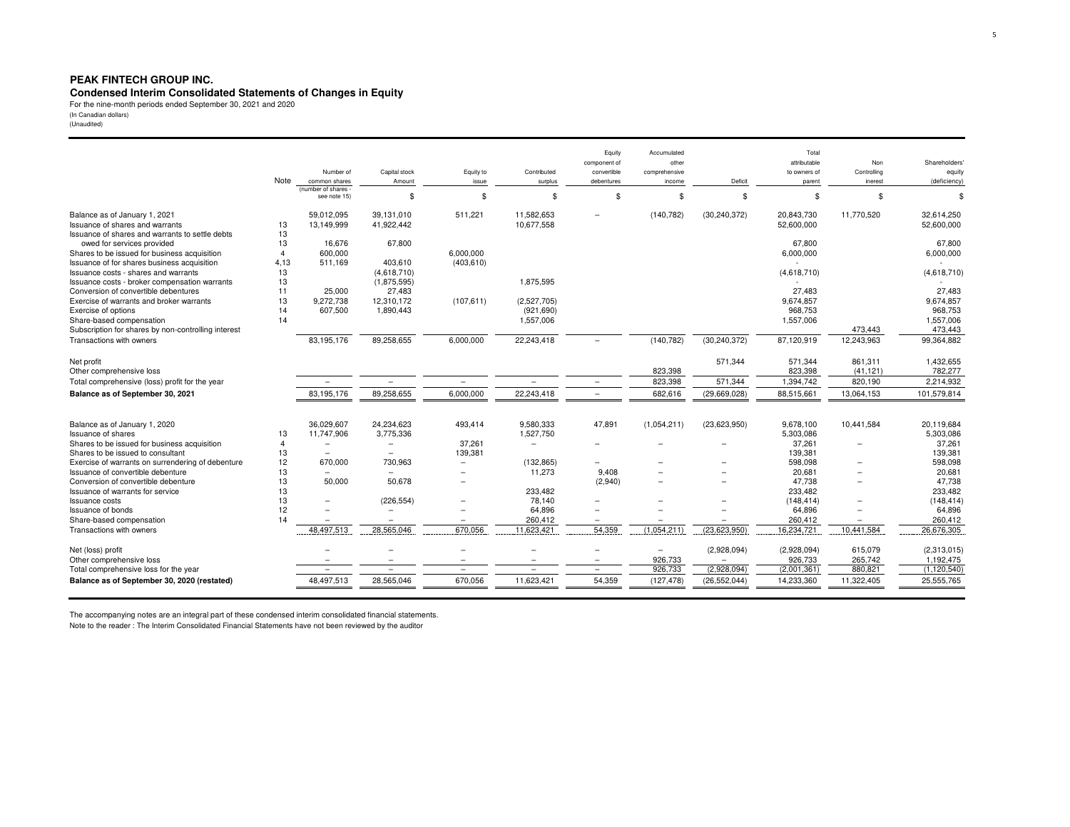# PEAK FINTECH GROUP INC.

## Condensed Interim Consolidated Statements of Changes in Equity

For the nine-month periods ended September 30, 2021 and 2020
(In Canadian dollars)
(Unaudited)

| | Note | Number of common shares (number of shares - see note 15) | Capital stock Amount | Equity to issue | Contributed surplus | Equity component of convertible debentures | Accumulated other comprehensive income | Deficit | Total attributable to owners of parent | Non Controlling inerest | Shareholders' equity (deficiency) |
|---|---|---|---|---|---|---|---|---|---|---|---|
| | | | $ | $ | $ | $ | $ | $ | $ | $ | $ |
| Balance as of January 1, 2021 | | 59,012,095 | 39,131,010 | 511,221 | 11,582,653 | – | (140,782) | (30,240,372) | 20,843,730 | 11,770,520 | 32,614,250 |
| Issuance of shares and warrants | 13 | 13,149,999 | 41,922,442 | | 10,677,558 | | | | 52,600,000 | | 52,600,000 |
| Issuance of shares and warrants to settle debts owed for services provided | 13 | 16,676 | 67,800 | | | | | | 67,800 | | 67,800 |
| Shares to be issued for business acquisition | 4 | 600,000 | | 6,000,000 | | | | | 6,000,000 | | 6,000,000 |
| Issuance of for shares business acquisition | 4,13 | 511,169 | 403,610 | (403,610) | | | | | - | | - |
| Issuance costs - shares and warrants | 13 | | (4,618,710) | | | | | | (4,618,710) | | (4,618,710) |
| Issuance costs - broker compensation warrants | 13 | | (1,875,595) | | 1,875,595 | | | | - | | - |
| Conversion of convertible debentures | 11 | 25,000 | 27,483 | | | | | | 27,483 | | 27,483 |
| Exercise of warrants and broker warrants | 13 | 9,272,738 | 12,310,172 | (107,611) | (2,527,705) | | | | 9,674,857 | | 9,674,857 |
| Exercise of options | 14 | 607,500 | 1,890,443 | | (921,690) | | | | 968,753 | | 968,753 |
| Share-based compensation | 14 | | | | 1,557,006 | | | | 1,557,006 | | 1,557,006 |
| Subscription for shares by non-controlling interest | | | | | | | | | | 473,443 | 473,443 |
| Transactions with owners | | 83,195,176 | 89,258,655 | 6,000,000 | 22,243,418 | – | (140,782) | (30,240,372) | 87,120,919 | 12,243,963 | 99,364,882 |
| Net profit | | | | | | | | 571,344 | 571,344 | 861,311 | 1,432,655 |
| Other comprehensive loss | | | | | | | 823,398 | | 823,398 | (41,121) | 782,277 |
| Total comprehensive (loss) profit for the year | | – | – | – | – | – | 823,398 | 571,344 | 1,394,742 | 820,190 | 2,214,932 |
| **Balance as of September 30, 2021** | | 83,195,176 | 89,258,655 | 6,000,000 | 22,243,418 | – | 682,616 | (29,669,028) | 88,515,661 | 13,064,153 | 101,579,814 |
| Balance as of January 1, 2020 | | 36,029,607 | 24,234,623 | 493,414 | 9,580,333 | 47,891 | (1,054,211) | (23,623,950) | 9,678,100 | 10,441,584 | 20,119,684 |
| Issuance of shares | 13 | 11,747,906 | 3,775,336 | | 1,527,750 | | | | 5,303,086 | | 5,303,086 |
| Shares to be issued for business acquisition | 4 | – | – | 37,261 | – | – | – | – | 37,261 | – | 37,261 |
| Shares to be issued to consultant | 13 | – | – | 139,381 | | | | | 139,381 | | 139,381 |
| Exercise of warrants on surrendering of debenture | 12 | 670,000 | 730,963 | – | (132,865) | – | – | – | 598,098 | – | 598,098 |
| Issuance of convertible debenture | 13 | – | – | – | 11,273 | 9,408 | – | – | 20,681 | – | 20,681 |
| Conversion of convertible debenture | 13 | 50,000 | 50,678 | – | | (2,940) | – | – | 47,738 | – | 47,738 |
| Issuance of warrants for service | 13 | | | | 233,482 | | | | 233,482 | | 233,482 |
| Issuance costs | 13 | – | (226,554) | – | 78,140 | – | – | – | (148,414) | – | (148,414) |
| Issuance of bonds | 12 | – | – | – | 64,896 | – | – | – | 64,896 | – | 64,896 |
| Share-based compensation | 14 | – | – | – | 260,412 | – | – | – | 260,412 | – | 260,412 |
| Transactions with owners | | 48,497,513 | 28,565,046 | 670,056 | 11,623,421 | 54,359 | (1,054,211) | (23,623,950) | 16,234,721 | 10,441,584 | 26,676,305 |
| Net (loss) profit | | – | – | – | – | – | – | (2,928,094) | (2,928,094) | 615,079 | (2,313,015) |
| Other comprehensive loss | | – | – | – | – | – | 926,733 | – | 926,733 | 265,742 | 1,192,475 |
| Total comprehensive loss for the year | | – | – | – | – | – | 926,733 | (2,928,094) | (2,001,361) | 880,821 | (1,120,540) |
| **Balance as of September 30, 2020 (restated)** | | 48,497,513 | 28,565,046 | 670,056 | 11,623,421 | 54,359 | (127,478) | (26,552,044) | 14,233,360 | 11,322,405 | 25,555,765 |

The accompanying notes are an integral part of these condensed interim consolidated financial statements.

Note to the reader : The Interim Consolidated Financial Statements have not been reviewed by the auditor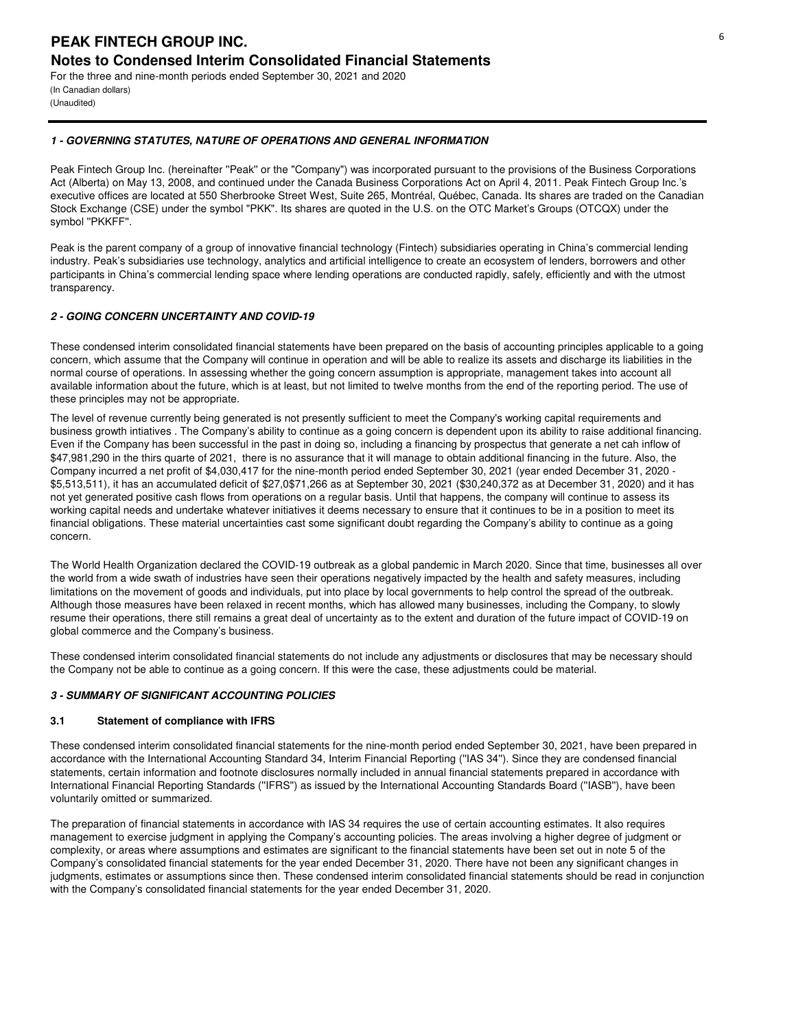# PEAK FINTECH GROUP INC.

## Notes to Condensed Interim Consolidated Financial Statements

For the three and nine-month periods ended September 30, 2021 and 2020
(In Canadian dollars)
(Unaudited)

### *1 - GOVERNING STATUTES, NATURE OF OPERATIONS AND GENERAL INFORMATION*

Peak Fintech Group Inc. (hereinafter ''Peak'' or the "Company") was incorporated pursuant to the provisions of the Business Corporations Act (Alberta) on May 13, 2008, and continued under the Canada Business Corporations Act on April 4, 2011. Peak Fintech Group Inc.'s executive offices are located at 550 Sherbrooke Street West, Suite 265, Montréal, Québec, Canada. Its shares are traded on the Canadian Stock Exchange (CSE) under the symbol "PKK". Its shares are quoted in the U.S. on the OTC Market's Groups (OTCQX) under the symbol ''PKKFF''.

Peak is the parent company of a group of innovative financial technology (Fintech) subsidiaries operating in China's commercial lending industry. Peak's subsidiaries use technology, analytics and artificial intelligence to create an ecosystem of lenders, borrowers and other participants in China's commercial lending space where lending operations are conducted rapidly, safely, efficiently and with the utmost transparency.

### *2 - GOING CONCERN UNCERTAINTY AND COVID-19*

These condensed interim consolidated financial statements have been prepared on the basis of accounting principles applicable to a going concern, which assume that the Company will continue in operation and will be able to realize its assets and discharge its liabilities in the normal course of operations. In assessing whether the going concern assumption is appropriate, management takes into account all available information about the future, which is at least, but not limited to twelve months from the end of the reporting period. The use of these principles may not be appropriate.

The level of revenue currently being generated is not presently sufficient to meet the Company's working capital requirements and business growth intiatives . The Company's ability to continue as a going concern is dependent upon its ability to raise additional financing. Even if the Company has been successful in the past in doing so, including a financing by prospectus that generate a net cah inflow of $47,981,290 in the thirs quarte of 2021, there is no assurance that it will manage to obtain additional financing in the future. Also, the Company incurred a net profit of $4,030,417 for the nine-month period ended September 30, 2021 (year ended December 31, 2020 - $5,513,511), it has an accumulated deficit of $27,0$71,266 as at September 30, 2021 ($30,240,372 as at December 31, 2020) and it has not yet generated positive cash flows from operations on a regular basis. Until that happens, the company will continue to assess its working capital needs and undertake whatever initiatives it deems necessary to ensure that it continues to be in a position to meet its financial obligations. These material uncertainties cast some significant doubt regarding the Company's ability to continue as a going concern.

The World Health Organization declared the COVID-19 outbreak as a global pandemic in March 2020. Since that time, businesses all over the world from a wide swath of industries have seen their operations negatively impacted by the health and safety measures, including limitations on the movement of goods and individuals, put into place by local governments to help control the spread of the outbreak. Although those measures have been relaxed in recent months, which has allowed many businesses, including the Company, to slowly resume their operations, there still remains a great deal of uncertainty as to the extent and duration of the future impact of COVID-19 on global commerce and the Company's business.

These condensed interim consolidated financial statements do not include any adjustments or disclosures that may be necessary should the Company not be able to continue as a going concern. If this were the case, these adjustments could be material.

### *3 - SUMMARY OF SIGNIFICANT ACCOUNTING POLICIES*

#### 3.1 Statement of compliance with IFRS

These condensed interim consolidated financial statements for the nine-month period ended September 30, 2021, have been prepared in accordance with the International Accounting Standard 34, Interim Financial Reporting (''IAS 34''). Since they are condensed financial statements, certain information and footnote disclosures normally included in annual financial statements prepared in accordance with International Financial Reporting Standards (''IFRS'') as issued by the International Accounting Standards Board (''IASB''), have been voluntarily omitted or summarized.

The preparation of financial statements in accordance with IAS 34 requires the use of certain accounting estimates. It also requires management to exercise judgment in applying the Company's accounting policies. The areas involving a higher degree of judgment or complexity, or areas where assumptions and estimates are significant to the financial statements have been set out in note 5 of the Company's consolidated financial statements for the year ended December 31, 2020. There have not been any significant changes in judgments, estimates or assumptions since then. These condensed interim consolidated financial statements should be read in conjunction with the Company's consolidated financial statements for the year ended December 31, 2020.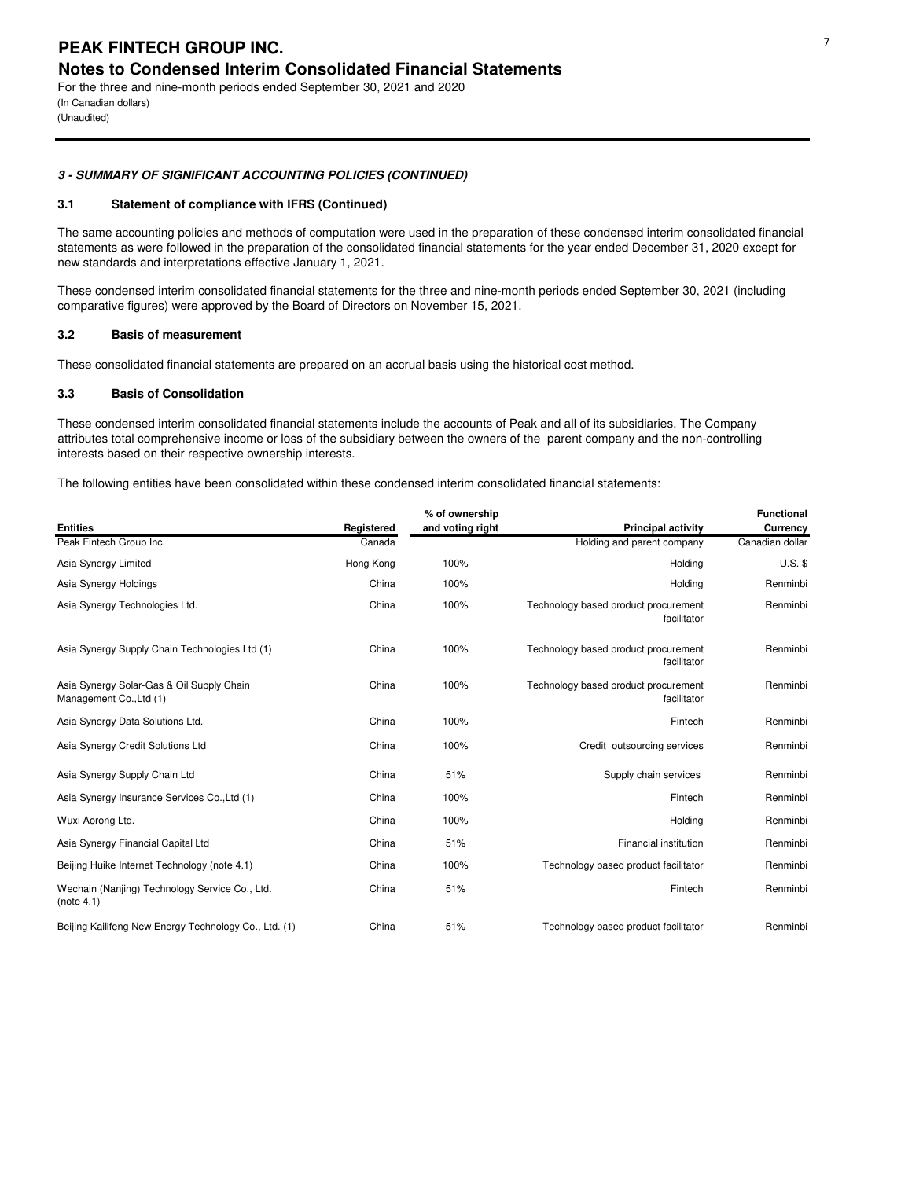## 3 - SUMMARY OF SIGNIFICANT ACCOUNTING POLICIES (CONTINUED)

### 3.1 Statement of compliance with IFRS (Continued)

The same accounting policies and methods of computation were used in the preparation of these condensed interim consolidated financial statements as were followed in the preparation of the consolidated financial statements for the year ended December 31, 2020 except for new standards and interpretations effective January 1, 2021.

These condensed interim consolidated financial statements for the three and nine-month periods ended September 30, 2021 (including comparative figures) were approved by the Board of Directors on November 15, 2021.

### 3.2 Basis of measurement

These consolidated financial statements are prepared on an accrual basis using the historical cost method.

### 3.3 Basis of Consolidation

These condensed interim consolidated financial statements include the accounts of Peak and all of its subsidiaries. The Company attributes total comprehensive income or loss of the subsidiary between the owners of the parent company and the non-controlling interests based on their respective ownership interests.

The following entities have been consolidated within these condensed interim consolidated financial statements:

| Entities | Registered | % of ownership and voting right | Principal activity | Functional Currency |
|---|---|---|---|---|
| Peak Fintech Group Inc. | Canada | | Holding and parent company | Canadian dollar |
| Asia Synergy Limited | Hong Kong | 100% | Holding | U.S. $ |
| Asia Synergy Holdings | China | 100% | Holding | Renminbi |
| Asia Synergy Technologies Ltd. | China | 100% | Technology based product procurement facilitator | Renminbi |
| Asia Synergy Supply Chain Technologies Ltd (1) | China | 100% | Technology based product procurement facilitator | Renminbi |
| Asia Synergy Solar-Gas & Oil Supply Chain Management Co.,Ltd (1) | China | 100% | Technology based product procurement facilitator | Renminbi |
| Asia Synergy Data Solutions Ltd. | China | 100% | Fintech | Renminbi |
| Asia Synergy Credit Solutions Ltd | China | 100% | Credit outsourcing services | Renminbi |
| Asia Synergy Supply Chain Ltd | China | 51% | Supply chain services | Renminbi |
| Asia Synergy Insurance Services Co.,Ltd (1) | China | 100% | Fintech | Renminbi |
| Wuxi Aorong Ltd. | China | 100% | Holding | Renminbi |
| Asia Synergy Financial Capital Ltd | China | 51% | Financial institution | Renminbi |
| Beijing Huike Internet Technology (note 4.1) | China | 100% | Technology based product facilitator | Renminbi |
| Wechain (Nanjing) Technology Service Co., Ltd. (note 4.1) | China | 51% | Fintech | Renminbi |
| Beijing Kailifeng New Energy Technology Co., Ltd. (1) | China | 51% | Technology based product facilitator | Renminbi |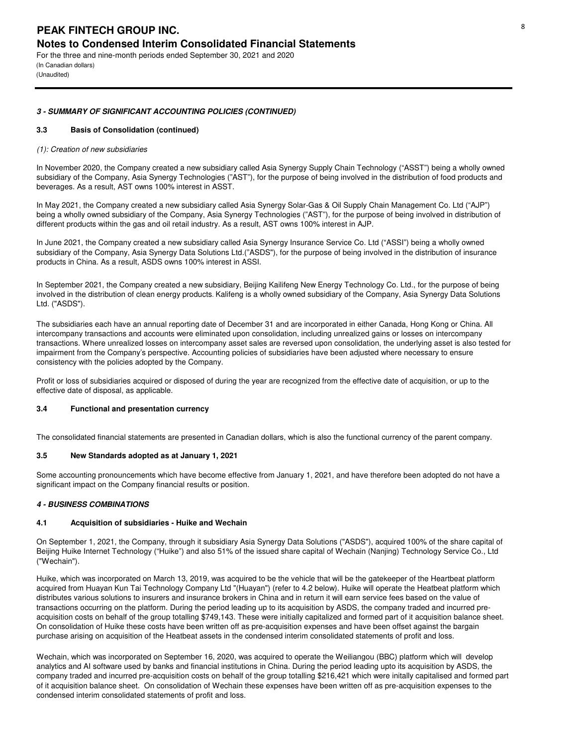### *3 - SUMMARY OF SIGNIFICANT ACCOUNTING POLICIES (CONTINUED)*

#### 3.3 Basis of Consolidation (continued)

*(1): Creation of new subsidiaries*

In November 2020, the Company created a new subsidiary called Asia Synergy Supply Chain Technology ("ASST") being a wholly owned subsidiary of the Company, Asia Synergy Technologies ("AST"), for the purpose of being involved in the distribution of food products and beverages. As a result, AST owns 100% interest in ASST.

In May 2021, the Company created a new subsidiary called Asia Synergy Solar-Gas & Oil Supply Chain Management Co. Ltd ("AJP") being a wholly owned subsidiary of the Company, Asia Synergy Technologies ("AST"), for the purpose of being involved in distribution of different products within the gas and oil retail industry. As a result, AST owns 100% interest in AJP.

In June 2021, the Company created a new subsidiary called Asia Synergy Insurance Service Co. Ltd ("ASSI") being a wholly owned subsidiary of the Company, Asia Synergy Data Solutions Ltd.("ASDS"), for the purpose of being involved in the distribution of insurance products in China. As a result, ASDS owns 100% interest in ASSI.

In September 2021, the Company created a new subsidiary, Beijing Kailifeng New Energy Technology Co. Ltd., for the purpose of being involved in the distribution of clean energy products. Kalifeng is a wholly owned subsidiary of the Company, Asia Synergy Data Solutions Ltd. ("ASDS").

The subsidiaries each have an annual reporting date of December 31 and are incorporated in either Canada, Hong Kong or China. All intercompany transactions and accounts were eliminated upon consolidation, including unrealized gains or losses on intercompany transactions. Where unrealized losses on intercompany asset sales are reversed upon consolidation, the underlying asset is also tested for impairment from the Company's perspective. Accounting policies of subsidiaries have been adjusted where necessary to ensure consistency with the policies adopted by the Company.

Profit or loss of subsidiaries acquired or disposed of during the year are recognized from the effective date of acquisition, or up to the effective date of disposal, as applicable.

#### 3.4 Functional and presentation currency

The consolidated financial statements are presented in Canadian dollars, which is also the functional currency of the parent company.

#### 3.5 New Standards adopted as at January 1, 2021

Some accounting pronouncements which have become effective from January 1, 2021, and have therefore been adopted do not have a significant impact on the Company financial results or position.

### *4 - BUSINESS COMBINATIONS*

#### 4.1 Acquisition of subsidiaries - Huike and Wechain

On September 1, 2021, the Company, through it subsidiary Asia Synergy Data Solutions ("ASDS"), acquired 100% of the share capital of Beijing Huike Internet Technology ("Huike") and also 51% of the issued share capital of Wechain (Nanjing) Technology Service Co., Ltd ("Wechain").

Huike, which was incorporated on March 13, 2019, was acquired to be the vehicle that will be the gatekeeper of the Heartbeat platform acquired from Huayan Kun Tai Technology Company Ltd "(Huayan") (refer to 4.2 below). Huike will operate the Heatbeat platform which distributes various solutions to insurers and insurance brokers in China and in return it will earn service fees based on the value of transactions occurring on the platform. During the period leading up to its acquisition by ASDS, the company traded and incurred pre-acquisition costs on behalf of the group totalling $749,143. These were initially capitalized and formed part of it acquisition balance sheet. On consolidation of Huike these costs have been written off as pre-acquisition expenses and have been offset against the bargain purchase arising on acquisition of the Heatbeat assets in the condensed interim consolidated statements of profit and loss.

Wechain, which was incorporated on September 16, 2020, was acquired to operate the Weiliangou (BBC) platform which will develop analytics and AI software used by banks and financial institutions in China. During the period leading upto its acquisition by ASDS, the company traded and incurred pre-acquisition costs on behalf of the group totalling $216,421 which were initally capitalised and formed part of it acquisition balance sheet. On consolidation of Wechain these expenses have been written off as pre-acquisition expenses to the condensed interim consolidated statements of profit and loss.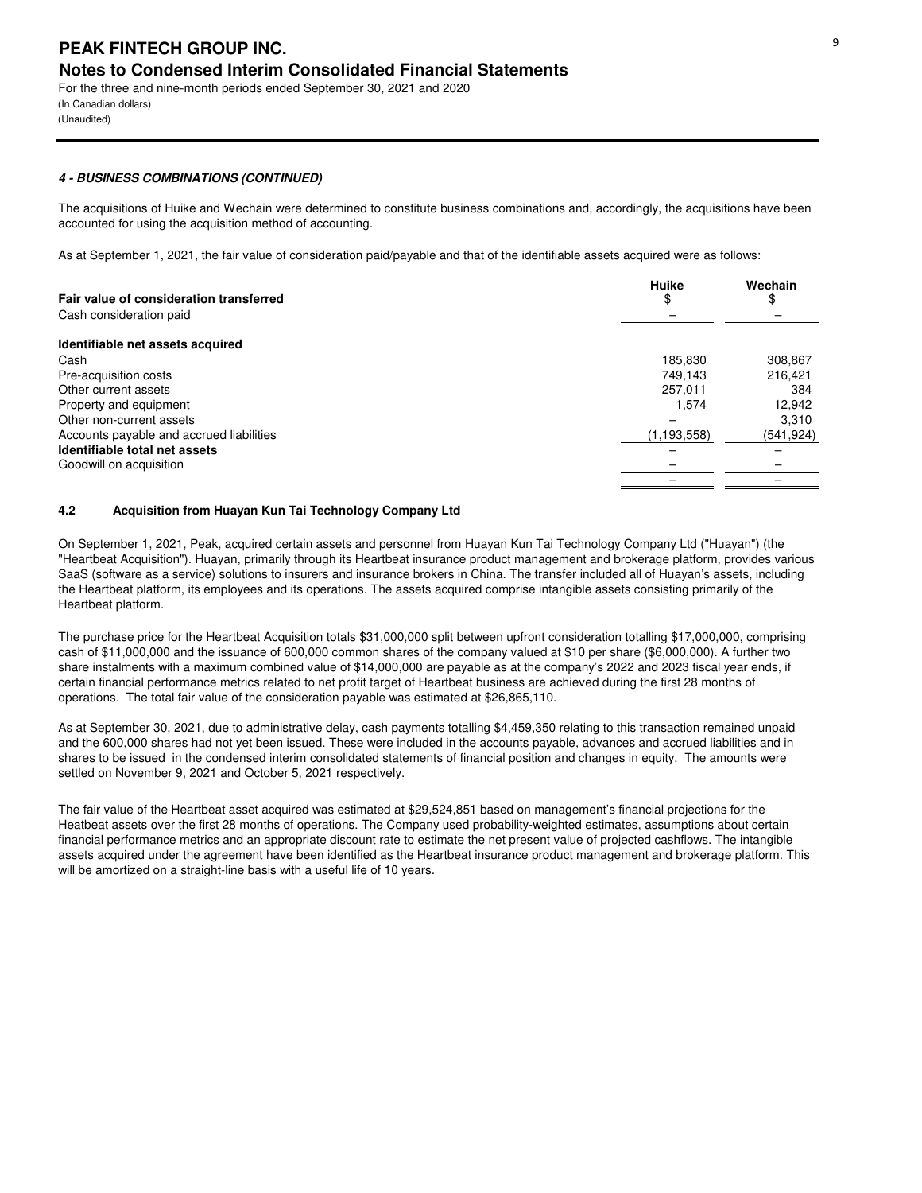#### *4 - BUSINESS COMBINATIONS (CONTINUED)*

The acquisitions of Huike and Wechain were determined to constitute business combinations and, accordingly, the acquisitions have been accounted for using the acquisition method of accounting.

As at September 1, 2021, the fair value of consideration paid/payable and that of the identifiable assets acquired were as follows:

| | Huike | Wechain |
|---|---|---|
| **Fair value of consideration transferred** | $ | $ |
| Cash consideration paid | – | – |
| **Identifiable net assets acquired** | | |
| Cash | 185,830 | 308,867 |
| Pre-acquisition costs | 749,143 | 216,421 |
| Other current assets | 257,011 | 384 |
| Property and equipment | 1,574 | 12,942 |
| Other non-current assets | – | 3,310 |
| Accounts payable and accrued liabilities | (1,193,558) | (541,924) |
| **Identifiable total net assets** | – | – |
| Goodwill on acquisition | – | – |
| | – | – |

### 4.2 Acquisition from Huayan Kun Tai Technology Company Ltd

On September 1, 2021, Peak, acquired certain assets and personnel from Huayan Kun Tai Technology Company Ltd ("Huayan") (the "Heartbeat Acquisition"). Huayan, primarily through its Heartbeat insurance product management and brokerage platform, provides various SaaS (software as a service) solutions to insurers and insurance brokers in China. The transfer included all of Huayan's assets, including the Heartbeat platform, its employees and its operations. The assets acquired comprise intangible assets consisting primarily of the Heartbeat platform.

The purchase price for the Heartbeat Acquisition totals $31,000,000 split between upfront consideration totalling $17,000,000, comprising cash of $11,000,000 and the issuance of 600,000 common shares of the company valued at $10 per share ($6,000,000). A further two share instalments with a maximum combined value of $14,000,000 are payable as at the company's 2022 and 2023 fiscal year ends, if certain financial performance metrics related to net profit target of Heartbeat business are achieved during the first 28 months of operations. The total fair value of the consideration payable was estimated at $26,865,110.

As at September 30, 2021, due to administrative delay, cash payments totalling $4,459,350 relating to this transaction remained unpaid and the 600,000 shares had not yet been issued. These were included in the accounts payable, advances and accrued liabilities and in shares to be issued in the condensed interim consolidated statements of financial position and changes in equity. The amounts were settled on November 9, 2021 and October 5, 2021 respectively.

The fair value of the Heartbeat asset acquired was estimated at $29,524,851 based on management's financial projections for the Heatbeat assets over the first 28 months of operations. The Company used probability-weighted estimates, assumptions about certain financial performance metrics and an appropriate discount rate to estimate the net present value of projected cashflows. The intangible assets acquired under the agreement have been identified as the Heartbeat insurance product management and brokerage platform. This will be amortized on a straight-line basis with a useful life of 10 years.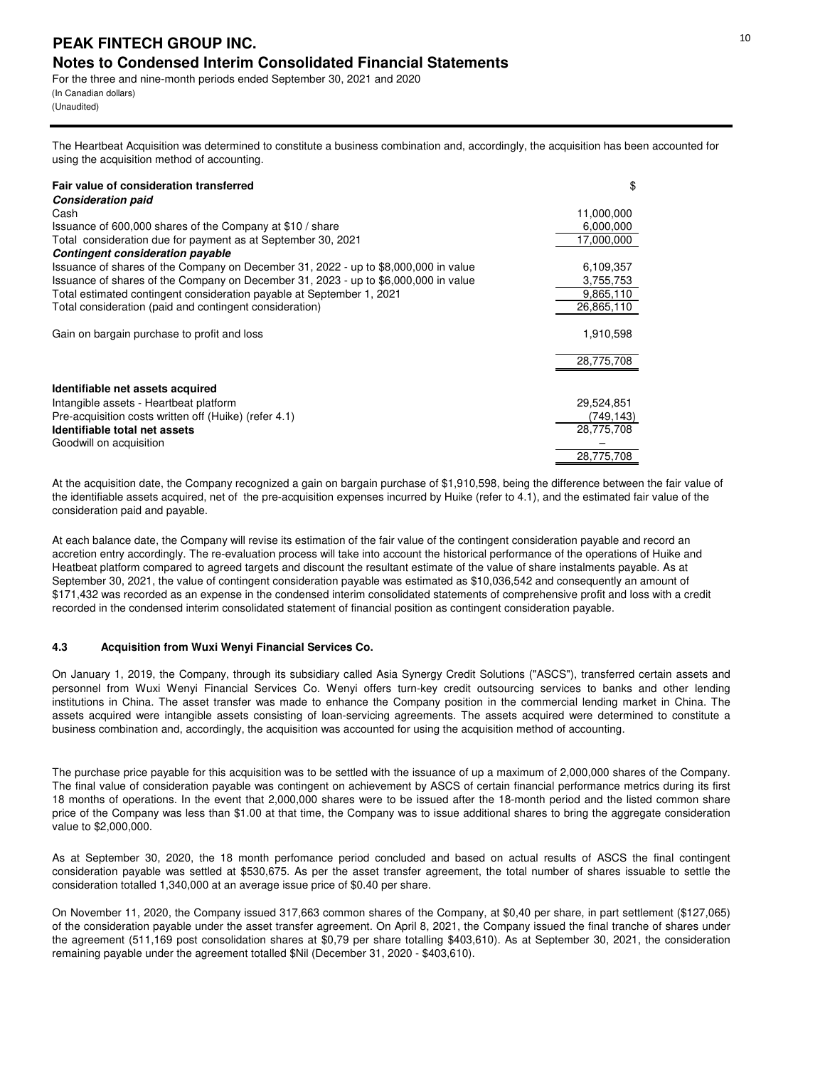The Heartbeat Acquisition was determined to constitute a business combination and, accordingly, the acquisition has been accounted for using the acquisition method of accounting.

| **Fair value of consideration transferred** | $ |
|---|---|
| ***Consideration paid*** | |
| Cash | 11,000,000 |
| Issuance of 600,000 shares of the Company at $10 / share | 6,000,000 |
| Total consideration due for payment as at September 30, 2021 | 17,000,000 |
| ***Contingent consideration payable*** | |
| Issuance of shares of the Company on December 31, 2022 - up to $8,000,000 in value | 6,109,357 |
| Issuance of shares of the Company on December 31, 2023 - up to $6,000,000 in value | 3,755,753 |
| Total estimated contingent consideration payable at September 1, 2021 | 9,865,110 |
| Total consideration (paid and contingent consideration) | 26,865,110 |
| Gain on bargain purchase to profit and loss | 1,910,598 |
| | 28,775,708 |
| **Identifiable net assets acquired** | |
| Intangible assets - Heartbeat platform | 29,524,851 |
| Pre-acquisition costs written off (Huike) (refer 4.1) | (749,143) |
| **Identifiable total net assets** | 28,775,708 |
| Goodwill on acquisition | – |
| | 28,775,708 |

At the acquisition date, the Company recognized a gain on bargain purchase of $1,910,598, being the difference between the fair value of the identifiable assets acquired, net of the pre-acquisition expenses incurred by Huike (refer to 4.1), and the estimated fair value of the consideration paid and payable.

At each balance date, the Company will revise its estimation of the fair value of the contingent consideration payable and record an accretion entry accordingly. The re-evaluation process will take into account the historical performance of the operations of Huike and Heatbeat platform compared to agreed targets and discount the resultant estimate of the value of share instalments payable. As at September 30, 2021, the value of contingent consideration payable was estimated as $10,036,542 and consequently an amount of $171,432 was recorded as an expense in the condensed interim consolidated statements of comprehensive profit and loss with a credit recorded in the condensed interim consolidated statement of financial position as contingent consideration payable.

### 4.3 Acquisition from Wuxi Wenyi Financial Services Co.

On January 1, 2019, the Company, through its subsidiary called Asia Synergy Credit Solutions ("ASCS"), transferred certain assets and personnel from Wuxi Wenyi Financial Services Co. Wenyi offers turn-key credit outsourcing services to banks and other lending institutions in China. The asset transfer was made to enhance the Company position in the commercial lending market in China. The assets acquired were intangible assets consisting of loan-servicing agreements. The assets acquired were determined to constitute a business combination and, accordingly, the acquisition was accounted for using the acquisition method of accounting.

The purchase price payable for this acquisition was to be settled with the issuance of up a maximum of 2,000,000 shares of the Company. The final value of consideration payable was contingent on achievement by ASCS of certain financial performance metrics during its first 18 months of operations. In the event that 2,000,000 shares were to be issued after the 18-month period and the listed common share price of the Company was less than $1.00 at that time, the Company was to issue additional shares to bring the aggregate consideration value to $2,000,000.

As at September 30, 2020, the 18 month perfomance period concluded and based on actual results of ASCS the final contingent consideration payable was settled at $530,675. As per the asset transfer agreement, the total number of shares issuable to settle the consideration totalled 1,340,000 at an average issue price of $0.40 per share.

On November 11, 2020, the Company issued 317,663 common shares of the Company, at $0,40 per share, in part settlement ($127,065) of the consideration payable under the asset transfer agreement. On April 8, 2021, the Company issued the final tranche of shares under the agreement (511,169 post consolidation shares at $0,79 per share totalling $403,610). As at September 30, 2021, the consideration remaining payable under the agreement totalled $Nil (December 31, 2020 - $403,610).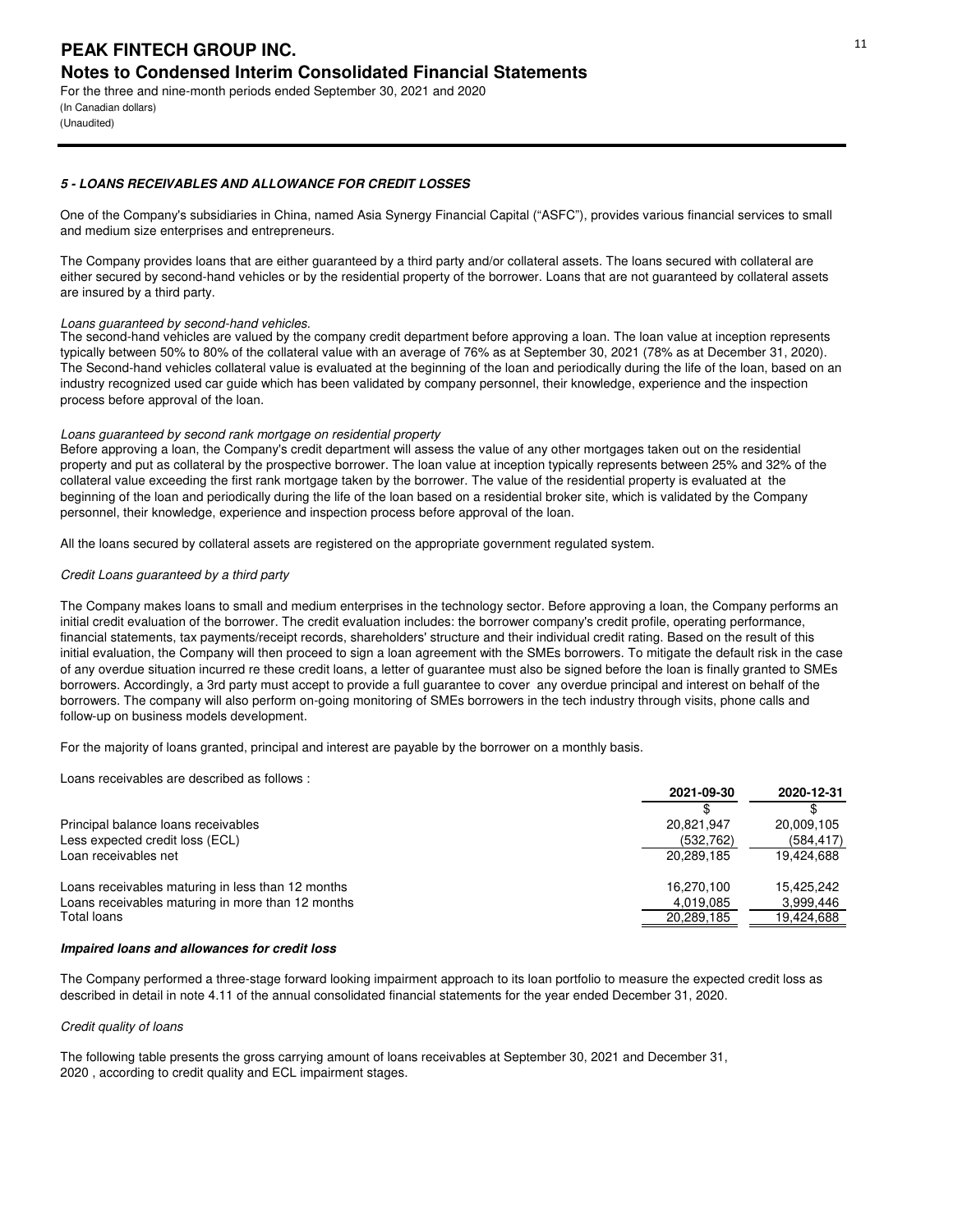## 5 - LOANS RECEIVABLES AND ALLOWANCE FOR CREDIT LOSSES

One of the Company's subsidiaries in China, named Asia Synergy Financial Capital ("ASFC"), provides various financial services to small and medium size enterprises and entrepreneurs.

The Company provides loans that are either guaranteed by a third party and/or collateral assets. The loans secured with collateral are either secured by second-hand vehicles or by the residential property of the borrower. Loans that are not guaranteed by collateral assets are insured by a third party.

*Loans guaranteed by second-hand vehicles.*

The second-hand vehicles are valued by the company credit department before approving a loan. The loan value at inception represents typically between 50% to 80% of the collateral value with an average of 76% as at September 30, 2021 (78% as at December 31, 2020). The Second-hand vehicles collateral value is evaluated at the beginning of the loan and periodically during the life of the loan, based on an industry recognized used car guide which has been validated by company personnel, their knowledge, experience and the inspection process before approval of the loan.

*Loans guaranteed by second rank mortgage on residential property*

Before approving a loan, the Company's credit department will assess the value of any other mortgages taken out on the residential property and put as collateral by the prospective borrower. The loan value at inception typically represents between 25% and 32% of the collateral value exceeding the first rank mortgage taken by the borrower. The value of the residential property is evaluated at the beginning of the loan and periodically during the life of the loan based on a residential broker site, which is validated by the Company personnel, their knowledge, experience and inspection process before approval of the loan.

All the loans secured by collateral assets are registered on the appropriate government regulated system.

*Credit Loans guaranteed by a third party*

The Company makes loans to small and medium enterprises in the technology sector. Before approving a loan, the Company performs an initial credit evaluation of the borrower. The credit evaluation includes: the borrower company's credit profile, operating performance, financial statements, tax payments/receipt records, shareholders' structure and their individual credit rating. Based on the result of this initial evaluation, the Company will then proceed to sign a loan agreement with the SMEs borrowers. To mitigate the default risk in the case of any overdue situation incurred re these credit loans, a letter of guarantee must also be signed before the loan is finally granted to SMEs borrowers. Accordingly, a 3rd party must accept to provide a full guarantee to cover any overdue principal and interest on behalf of the borrowers. The company will also perform on-going monitoring of SMEs borrowers in the tech industry through visits, phone calls and follow-up on business models development.

For the majority of loans granted, principal and interest are payable by the borrower on a monthly basis.

Loans receivables are described as follows :

| | 2021-09-30 | 2020-12-31 |
|---|---|---|
| | $ | $ |
| Principal balance loans receivables | 20,821,947 | 20,009,105 |
| Less expected credit loss (ECL) | (532,762) | (584,417) |
| Loan receivables net | 20,289,185 | 19,424,688 |
| | | |
| Loans receivables maturing in less than 12 months | 16,270,100 | 15,425,242 |
| Loans receivables maturing in more than 12 months | 4,019,085 | 3,999,446 |
| Total loans | 20,289,185 | 19,424,688 |

***Impaired loans and allowances for credit loss***

The Company performed a three-stage forward looking impairment approach to its loan portfolio to measure the expected credit loss as described in detail in note 4.11 of the annual consolidated financial statements for the year ended December 31, 2020.

*Credit quality of loans*

The following table presents the gross carrying amount of loans receivables at September 30, 2021 and December 31, 2020 , according to credit quality and ECL impairment stages.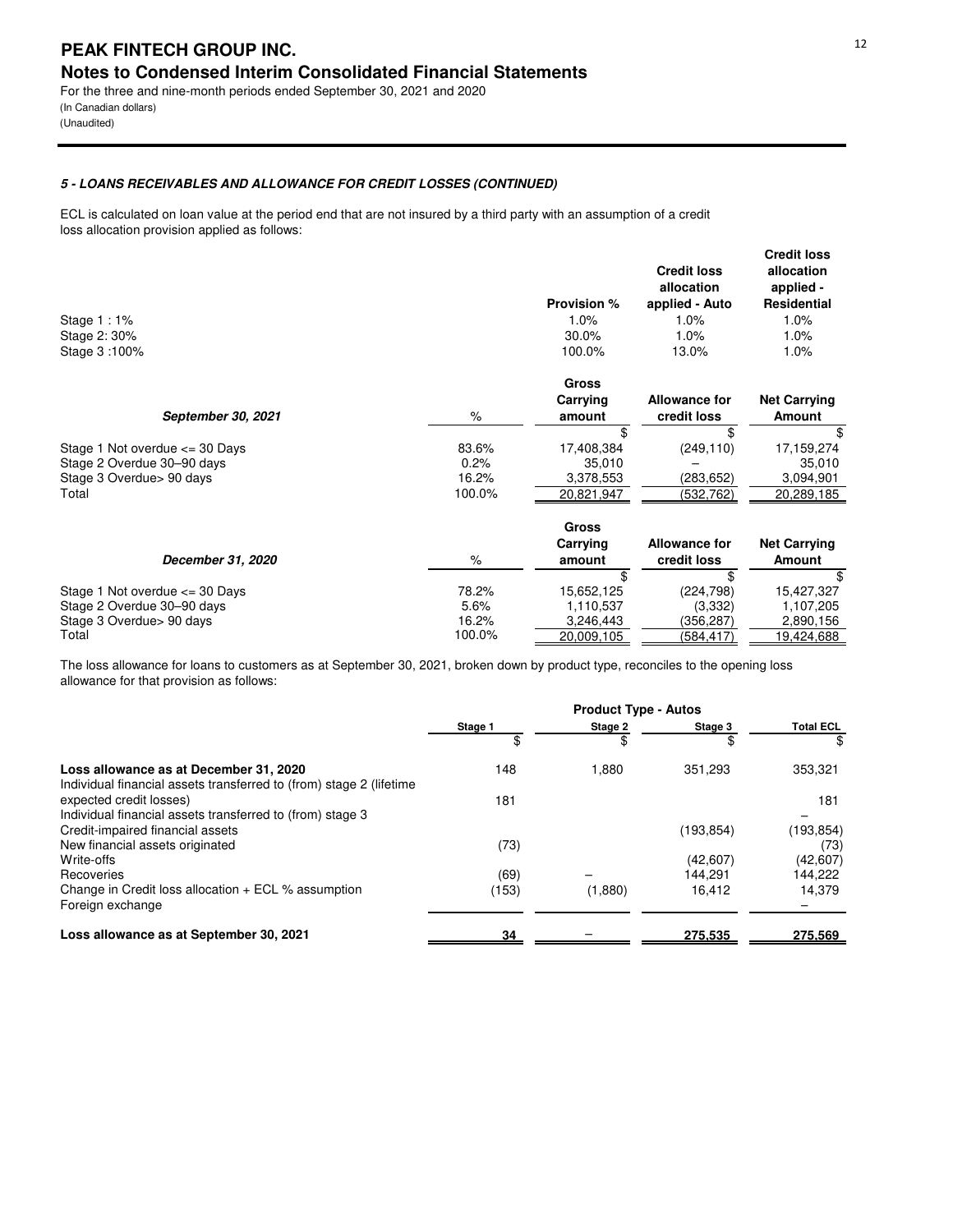## 5 - LOANS RECEIVABLES AND ALLOWANCE FOR CREDIT LOSSES (CONTINUED)

ECL is calculated on loan value at the period end that are not insured by a third party with an assumption of a credit loss allocation provision applied as follows:

| | Provision % | Credit loss allocation applied - Auto | Credit loss allocation applied - Residential |
|---|---|---|---|
| Stage 1 : 1% | 1.0% | 1.0% | 1.0% |
| Stage 2: 30% | 30.0% | 1.0% | 1.0% |
| Stage 3 :100% | 100.0% | 13.0% | 1.0% |

| *September 30, 2021* | % | Gross Carrying amount | Allowance for credit loss | Net Carrying Amount |
|---|---|---|---|---|
| | | $ | $ | $ |
| Stage 1 Not overdue <= 30 Days | 83.6% | 17,408,384 | (249,110) | 17,159,274 |
| Stage 2 Overdue 30–90 days | 0.2% | 35,010 | – | 35,010 |
| Stage 3 Overdue> 90 days | 16.2% | 3,378,553 | (283,652) | 3,094,901 |
| Total | 100.0% | 20,821,947 | (532,762) | 20,289,185 |

| *December 31, 2020* | % | Gross Carrying amount | Allowance for credit loss | Net Carrying Amount |
|---|---|---|---|---|
| | | $ | $ | $ |
| Stage 1 Not overdue <= 30 Days | 78.2% | 15,652,125 | (224,798) | 15,427,327 |
| Stage 2 Overdue 30–90 days | 5.6% | 1,110,537 | (3,332) | 1,107,205 |
| Stage 3 Overdue> 90 days | 16.2% | 3,246,443 | (356,287) | 2,890,156 |
| Total | 100.0% | 20,009,105 | (584,417) | 19,424,688 |

The loss allowance for loans to customers as at September 30, 2021, broken down by product type, reconciles to the opening loss allowance for that provision as follows:

| | Product Type - Autos | | | |
|---|---|---|---|---|
| | Stage 1 | Stage 2 | Stage 3 | Total ECL |
| | $ | $ | $ | $ |
| **Loss allowance as at December 31, 2020** | 148 | 1,880 | 351,293 | 353,321 |
| Individual financial assets transferred to (from) stage 2 (lifetime expected credit losses) | 181 | | | 181 |
| Individual financial assets transferred to (from) stage 3 | | | | – |
| Credit-impaired financial assets | | | (193,854) | (193,854) |
| New financial assets originated | (73) | | | (73) |
| Write-offs | | | (42,607) | (42,607) |
| Recoveries | (69) | – | 144,291 | 144,222 |
| Change in Credit loss allocation + ECL % assumption | (153) | (1,880) | 16,412 | 14,379 |
| Foreign exchange | | | | – |
| **Loss allowance as at September 30, 2021** | **34** | – | **275,535** | **275,569** |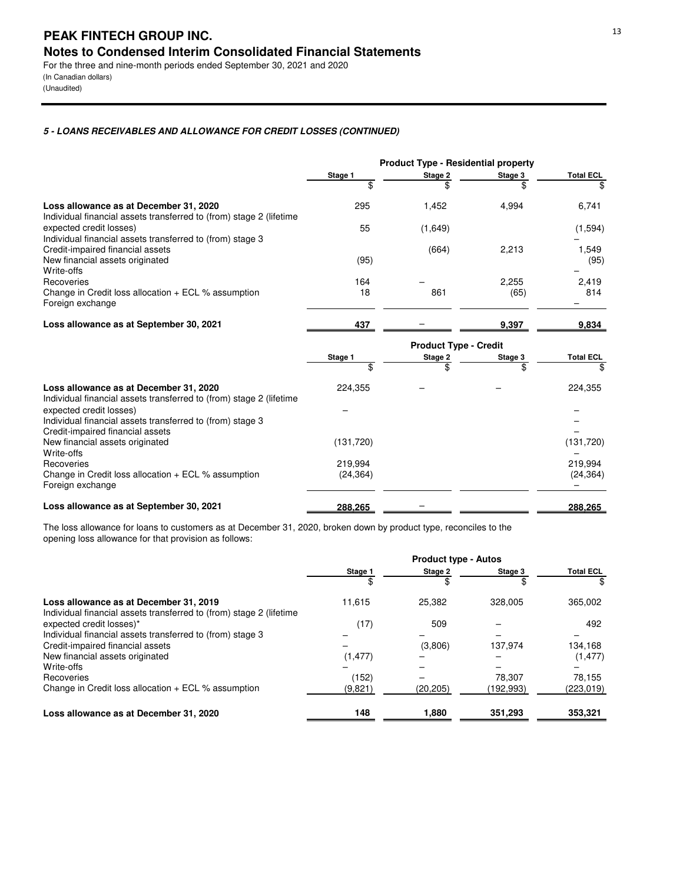# PEAK FINTECH GROUP INC.

## Notes to Condensed Interim Consolidated Financial Statements

For the three and nine-month periods ended September 30, 2021 and 2020
(In Canadian dollars)
(Unaudited)

### *5 - LOANS RECEIVABLES AND ALLOWANCE FOR CREDIT LOSSES (CONTINUED)*

| | Product Type - Residential property | | | |
|---|---|---|---|---|
| | Stage 1 | Stage 2 | Stage 3 | Total ECL |
| | $ | $ | $ | $ |
| **Loss allowance as at December 31, 2020** | 295 | 1,452 | 4,994 | 6,741 |
| Individual financial assets transferred to (from) stage 2 (lifetime expected credit losses) | 55 | (1,649) | | (1,594) |
| Individual financial assets transferred to (from) stage 3 | | | | – |
| Credit-impaired financial assets | | (664) | 2,213 | 1,549 |
| New financial assets originated | (95) | | | (95) |
| Write-offs | | | | – |
| Recoveries | 164 | – | 2,255 | 2,419 |
| Change in Credit loss allocation + ECL % assumption | 18 | 861 | (65) | 814 |
| Foreign exchange | | | | – |
| **Loss allowance as at September 30, 2021** | **437** | – | **9,397** | **9,834** |

| | Product Type - Credit | | | |
|---|---|---|---|---|
| | Stage 1 | Stage 2 | Stage 3 | Total ECL |
| | $ | $ | $ | $ |
| **Loss allowance as at December 31, 2020** | 224,355 | – | – | 224,355 |
| Individual financial assets transferred to (from) stage 2 (lifetime expected credit losses) | – | | | – |
| Individual financial assets transferred to (from) stage 3 | | | | – |
| Credit-impaired financial assets | | | | – |
| New financial assets originated | (131,720) | | | (131,720) |
| Write-offs | | | | – |
| Recoveries | 219,994 | | | 219,994 |
| Change in Credit loss allocation + ECL % assumption | (24,364) | | | (24,364) |
| Foreign exchange | | | | – |
| **Loss allowance as at September 30, 2021** | **288,265** | – | | **288,265** |

The loss allowance for loans to customers as at December 31, 2020, broken down by product type, reconciles to the opening loss allowance for that provision as follows:

| | Product type - Autos | | | |
|---|---|---|---|---|
| | Stage 1 | Stage 2 | Stage 3 | Total ECL |
| | $ | $ | $ | $ |
| **Loss allowance as at December 31, 2019** | 11,615 | 25,382 | 328,005 | 365,002 |
| Individual financial assets transferred to (from) stage 2 (lifetime expected credit losses)* | (17) | 509 | – | 492 |
| Individual financial assets transferred to (from) stage 3 | – | – | – | – |
| Credit-impaired financial assets | – | (3,806) | 137,974 | 134,168 |
| New financial assets originated | (1,477) | – | – | (1,477) |
| Write-offs | – | – | – | – |
| Recoveries | (152) | – | 78,307 | 78,155 |
| Change in Credit loss allocation + ECL % assumption | (9,821) | (20,205) | (192,993) | (223,019) |
| **Loss allowance as at December 31, 2020** | **148** | **1,880** | **351,293** | **353,321** |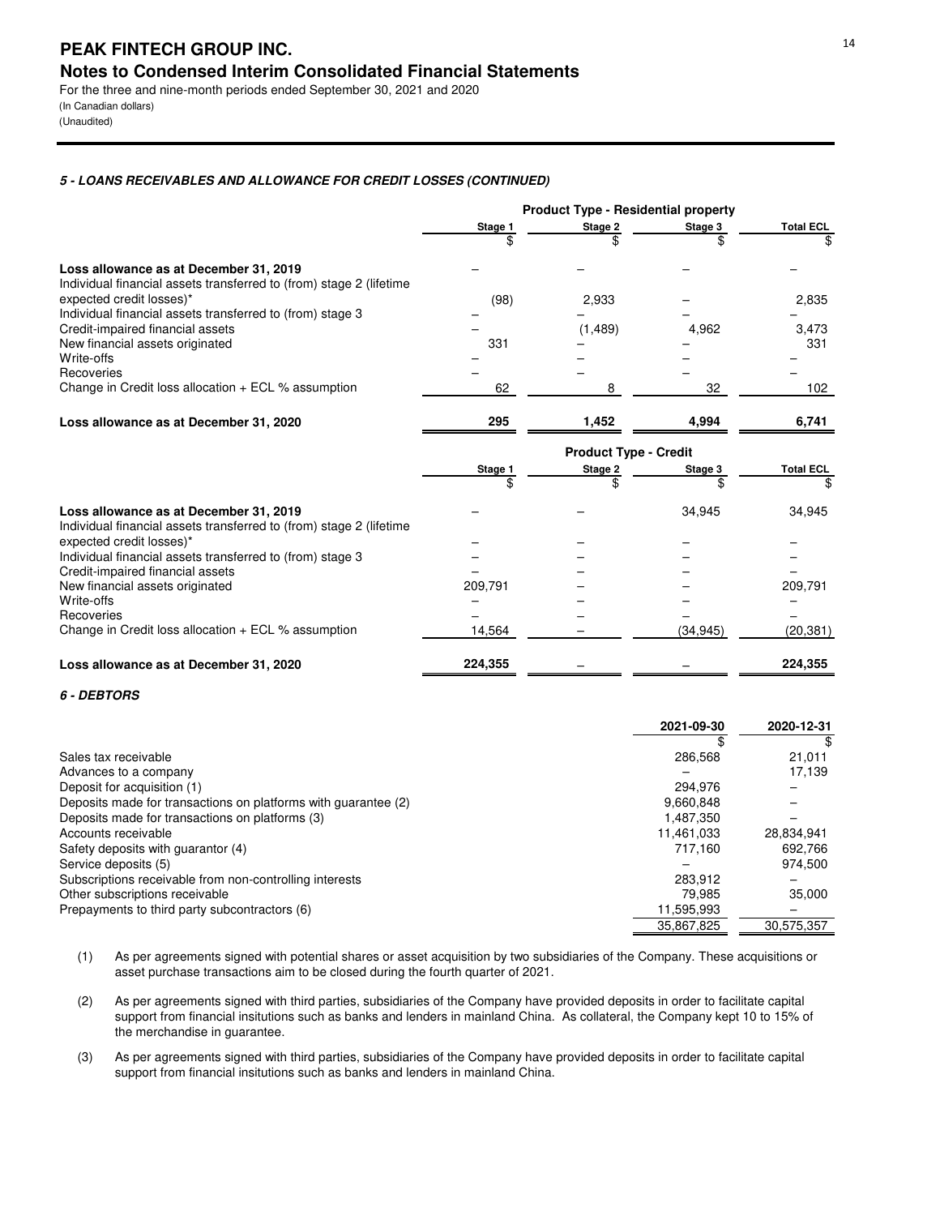### 5 - LOANS RECEIVABLES AND ALLOWANCE FOR CREDIT LOSSES (CONTINUED)

| | Product Type - Residential property | | | |
|---|---|---|---|---|
| | Stage 1 | Stage 2 | Stage 3 | Total ECL |
| | $ | $ | $ | $ |
| **Loss allowance as at December 31, 2019** | – | – | – | – |
| Individual financial assets transferred to (from) stage 2 (lifetime expected credit losses)* | (98) | 2,933 | – | 2,835 |
| Individual financial assets transferred to (from) stage 3 | – | – | – | – |
| Credit-impaired financial assets | – | (1,489) | 4,962 | 3,473 |
| New financial assets originated | 331 | – | – | 331 |
| Write-offs | – | – | – | – |
| Recoveries | – | – | – | – |
| Change in Credit loss allocation + ECL % assumption | 62 | 8 | 32 | 102 |
| **Loss allowance as at December 31, 2020** | **295** | **1,452** | **4,994** | **6,741** |

| | Product Type - Credit | | | |
|---|---|---|---|---|
| | Stage 1 | Stage 2 | Stage 3 | Total ECL |
| | $ | $ | $ | $ |
| **Loss allowance as at December 31, 2019** | – | – | 34,945 | 34,945 |
| Individual financial assets transferred to (from) stage 2 (lifetime expected credit losses)* | – | – | – | – |
| Individual financial assets transferred to (from) stage 3 | – | – | – | – |
| Credit-impaired financial assets | – | – | – | – |
| New financial assets originated | 209,791 | – | – | 209,791 |
| Write-offs | – | – | – | – |
| Recoveries | – | – | – | – |
| Change in Credit loss allocation + ECL % assumption | 14,564 | – | (34,945) | (20,381) |
| **Loss allowance as at December 31, 2020** | **224,355** | – | – | **224,355** |

### 6 - DEBTORS

| | 2021-09-30 | 2020-12-31 |
|---|---|---|
| | $ | $ |
| Sales tax receivable | 286,568 | 21,011 |
| Advances to a company | – | 17,139 |
| Deposit for acquisition (1) | 294,976 | – |
| Deposits made for transactions on platforms with guarantee (2) | 9,660,848 | – |
| Deposits made for transactions on platforms (3) | 1,487,350 | – |
| Accounts receivable | 11,461,033 | 28,834,941 |
| Safety deposits with guarantor (4) | 717,160 | 692,766 |
| Service deposits (5) | – | 974,500 |
| Subscriptions receivable from non-controlling interests | 283,912 | – |
| Other subscriptions receivable | 79,985 | 35,000 |
| Prepayments to third party subcontractors (6) | 11,595,993 | – |
| | 35,867,825 | 30,575,357 |

(1) As per agreements signed with potential shares or asset acquisition by two subsidiaries of the Company. These acquisitions or asset purchase transactions aim to be closed during the fourth quarter of 2021.

(2) As per agreements signed with third parties, subsidiaries of the Company have provided deposits in order to facilitate capital support from financial insitutions such as banks and lenders in mainland China. As collateral, the Company kept 10 to 15% of the merchandise in guarantee.

(3) As per agreements signed with third parties, subsidiaries of the Company have provided deposits in order to facilitate capital support from financial insitutions such as banks and lenders in mainland China.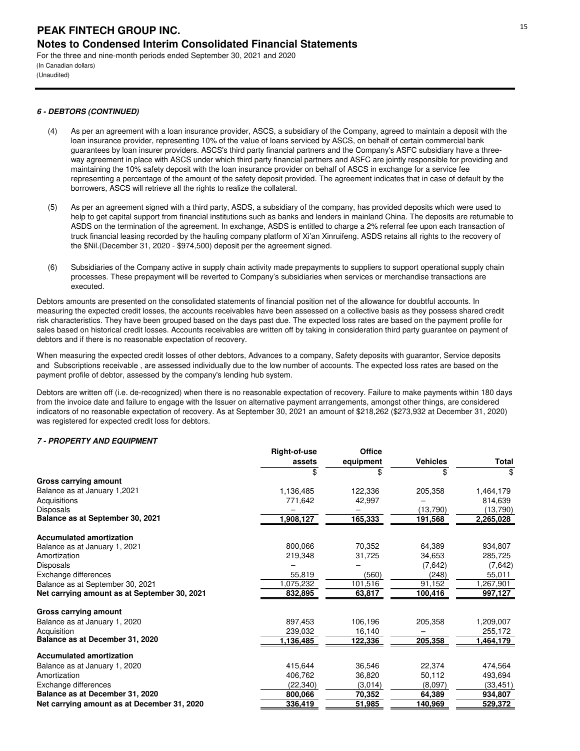#### 6 - DEBTORS (CONTINUED)

(4) As per an agreement with a loan insurance provider, ASCS, a subsidiary of the Company, agreed to maintain a deposit with the loan insurance provider, representing 10% of the value of loans serviced by ASCS, on behalf of certain commercial bank guarantees by loan insurer providers. ASCS's third party financial partners and the Company's ASFC subsidiary have a three-way agreement in place with ASCS under which third party financial partners and ASFC are jointly responsible for providing and maintaining the 10% safety deposit with the loan insurance provider on behalf of ASCS in exchange for a service fee representing a percentage of the amount of the safety deposit provided. The agreement indicates that in case of default by the borrowers, ASCS will retrieve all the rights to realize the collateral.

(5) As per an agreement signed with a third party, ASDS, a subsidiary of the company, has provided deposits which were used to help to get capital support from financial institutions such as banks and lenders in mainland China. The deposits are returnable to ASDS on the termination of the agreement. In exchange, ASDS is entitled to charge a 2% referral fee upon each transaction of truck financial leasing recorded by the hauling company platform of Xi'an Xinruifeng. ASDS retains all rights to the recovery of the $Nil.(December 31, 2020 - $974,500) deposit per the agreement signed.

(6) Subsidiaries of the Company active in supply chain activity made prepayments to suppliers to support operational supply chain processes. These prepayment will be reverted to Company's subsidiaries when services or merchandise transactions are executed.

Debtors amounts are presented on the consolidated statements of financial position net of the allowance for doubtful accounts. In measuring the expected credit losses, the accounts receivables have been assessed on a collective basis as they possess shared credit risk characteristics. They have been grouped based on the days past due. The expected loss rates are based on the payment profile for sales based on historical credit losses. Accounts receivables are written off by taking in consideration third party guarantee on payment of debtors and if there is no reasonable expectation of recovery.

When measuring the expected credit losses of other debtors, Advances to a company, Safety deposits with guarantor, Service deposits and Subscriptions receivable , are assessed individually due to the low number of accounts. The expected loss rates are based on the payment profile of debtor, assessed by the company's lending hub system.

Debtors are written off (i.e. de-recognized) when there is no reasonable expectation of recovery. Failure to make payments within 180 days from the invoice date and failure to engage with the Issuer on alternative payment arrangements, amongst other things, are considered indicators of no reasonable expectation of recovery. As at September 30, 2021 an amount of $218,262 ($273,932 at December 31, 2020) was registered for expected credit loss for debtors.

#### 7 - PROPERTY AND EQUIPMENT

| | Right-of-use assets | Office equipment | Vehicles | Total |
|---|---|---|---|---|
| | $ | $ | $ | $ |
| **Gross carrying amount** | | | | |
| Balance as at January 1,2021 | 1,136,485 | 122,336 | 205,358 | 1,464,179 |
| Acquisitions | 771,642 | 42,997 | – | 814,639 |
| Disposals | – | – | (13,790) | (13,790) |
| **Balance as at September 30, 2021** | 1,908,127 | 165,333 | 191,568 | 2,265,028 |
| **Accumulated amortization** | | | | |
| Balance as at January 1, 2021 | 800,066 | 70,352 | 64,389 | 934,807 |
| Amortization | 219,348 | 31,725 | 34,653 | 285,725 |
| Disposals | – | – | (7,642) | (7,642) |
| Exchange differences | 55,819 | (560) | (248) | 55,011 |
| Balance as at September 30, 2021 | 1,075,232 | 101,516 | 91,152 | 1,267,901 |
| **Net carrying amount as at September 30, 2021** | 832,895 | 63,817 | 100,416 | 997,127 |
| **Gross carrying amount** | | | | |
| Balance as at January 1, 2020 | 897,453 | 106,196 | 205,358 | 1,209,007 |
| Acquisition | 239,032 | 16,140 | – | 255,172 |
| **Balance as at December 31, 2020** | 1,136,485 | 122,336 | 205,358 | 1,464,179 |
| **Accumulated amortization** | | | | |
| Balance as at January 1, 2020 | 415,644 | 36,546 | 22,374 | 474,564 |
| Amortization | 406,762 | 36,820 | 50,112 | 493,694 |
| Exchange differences | (22,340) | (3,014) | (8,097) | (33,451) |
| **Balance as at December 31, 2020** | 800,066 | 70,352 | 64,389 | 934,807 |
| **Net carrying amount as at December 31, 2020** | 336,419 | 51,985 | 140,969 | 529,372 |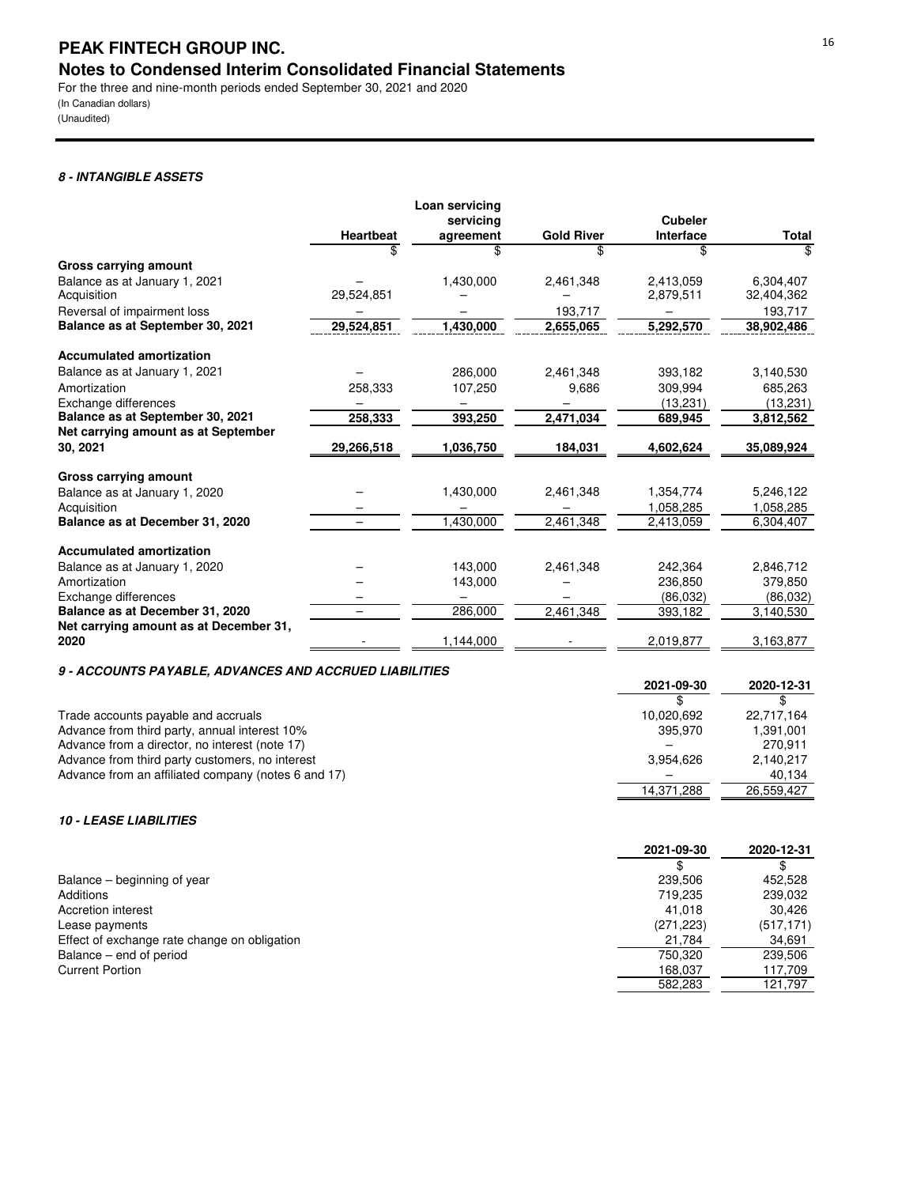**PEAK FINTECH GROUP INC.**
**Notes to Condensed Interim Consolidated Financial Statements**
For the three and nine-month periods ended September 30, 2021 and 2020
(In Canadian dollars)
(Unaudited)

### *8 - INTANGIBLE ASSETS*

| | Heartbeat | Loan servicing servicing agreement | Gold River | Cubeler Interface | Total |
|---|---|---|---|---|---|
| | $ | $ | $ | $ | $ |
| **Gross carrying amount** | | | | | |
| Balance as at January 1, 2021 | – | 1,430,000 | 2,461,348 | 2,413,059 | 6,304,407 |
| Acquisition | 29,524,851 | – | – | 2,879,511 | 32,404,362 |
| Reversal of impairment loss | – | – | 193,717 | – | 193,717 |
| **Balance as at September 30, 2021** | **29,524,851** | **1,430,000** | **2,655,065** | **5,292,570** | **38,902,486** |
| **Accumulated amortization** | | | | | |
| Balance as at January 1, 2021 | – | 286,000 | 2,461,348 | 393,182 | 3,140,530 |
| Amortization | 258,333 | 107,250 | 9,686 | 309,994 | 685,263 |
| Exchange differences | – | – | – | (13,231) | (13,231) |
| **Balance as at September 30, 2021** | **258,333** | **393,250** | **2,471,034** | **689,945** | **3,812,562** |
| **Net carrying amount as at September 30, 2021** | **29,266,518** | **1,036,750** | **184,031** | **4,602,624** | **35,089,924** |
| **Gross carrying amount** | | | | | |
| Balance as at January 1, 2020 | – | 1,430,000 | 2,461,348 | 1,354,774 | 5,246,122 |
| Acquisition | – | – | – | 1,058,285 | 1,058,285 |
| **Balance as at December 31, 2020** | – | 1,430,000 | 2,461,348 | 2,413,059 | 6,304,407 |
| **Accumulated amortization** | | | | | |
| Balance as at January 1, 2020 | – | 143,000 | 2,461,348 | 242,364 | 2,846,712 |
| Amortization | – | 143,000 | – | 236,850 | 379,850 |
| Exchange differences | – | – | – | (86,032) | (86,032) |
| **Balance as at December 31, 2020** | – | 286,000 | 2,461,348 | 393,182 | 3,140,530 |
| **Net carrying amount as at December 31, 2020** | - | 1,144,000 | - | 2,019,877 | 3,163,877 |

### *9 - ACCOUNTS PAYABLE, ADVANCES AND ACCRUED LIABILITIES*

| | 2021-09-30 | 2020-12-31 |
|---|---|---|
| | $ | $ |
| Trade accounts payable and accruals | 10,020,692 | 22,717,164 |
| Advance from third party, annual interest 10% | 395,970 | 1,391,001 |
| Advance from a director, no interest (note 17) | – | 270,911 |
| Advance from third party customers, no interest | 3,954,626 | 2,140,217 |
| Advance from an affiliated company (notes 6 and 17) | – | 40,134 |
| | 14,371,288 | 26,559,427 |

### *10 - LEASE LIABILITIES*

| | 2021-09-30 | 2020-12-31 |
|---|---|---|
| | $ | $ |
| Balance – beginning of year | 239,506 | 452,528 |
| Additions | 719,235 | 239,032 |
| Accretion interest | 41,018 | 30,426 |
| Lease payments | (271,223) | (517,171) |
| Effect of exchange rate change on obligation | 21,784 | 34,691 |
| Balance – end of period | 750,320 | 239,506 |
| Current Portion | 168,037 | 117,709 |
| | 582,283 | 121,797 |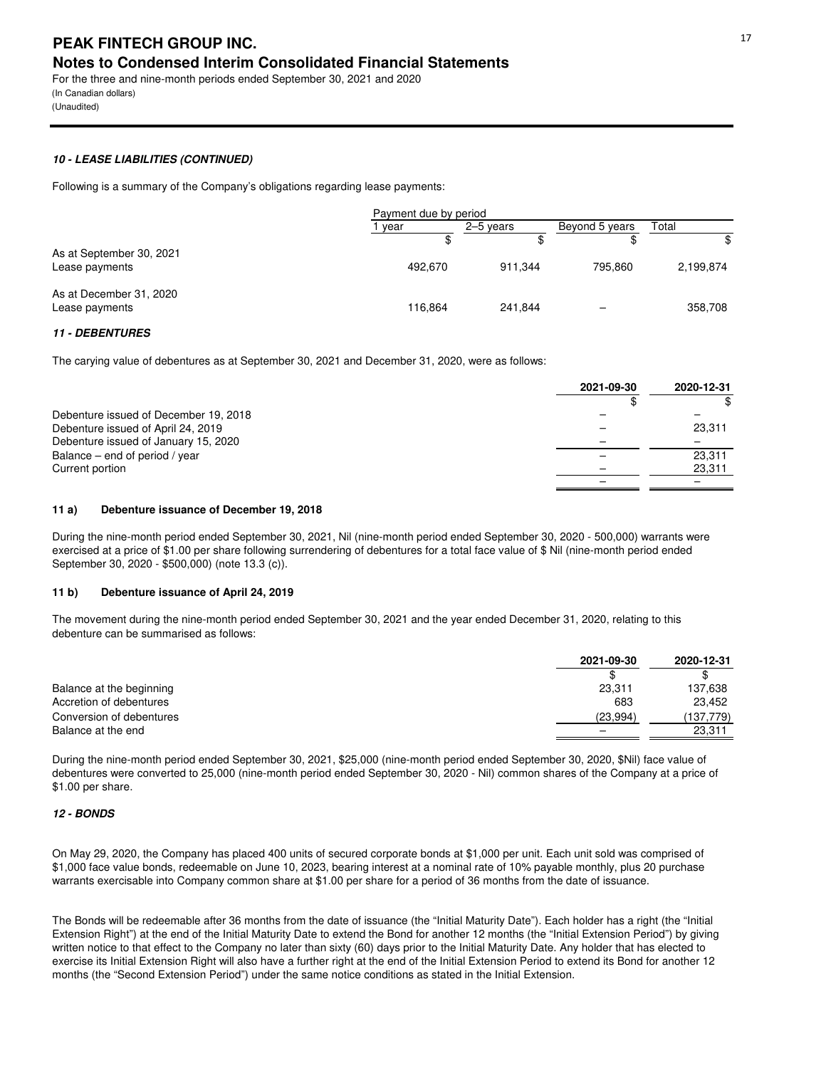### 10 - LEASE LIABILITIES (CONTINUED)

Following is a summary of the Company's obligations regarding lease payments:

| | Payment due by period | | | |
|---|---|---|---|---|
| | 1 year | 2–5 years | Beyond 5 years | Total |
| | $ | $ | $ | $ |
| **As at September 30, 2021** | | | | |
| Lease payments | 492,670 | 911,344 | 795,860 | 2,199,874 |
| **As at December 31, 2020** | | | | |
| Lease payments | 116,864 | 241,844 | – | 358,708 |

### 11 - DEBENTURES

The carying value of debentures as at September 30, 2021 and December 31, 2020, were as follows:

| | 2021-09-30 | 2020-12-31 |
|---|---|---|
| | $ | $ |
| Debenture issued of December 19, 2018 | – | – |
| Debenture issued of April 24, 2019 | – | 23,311 |
| Debenture issued of January 15, 2020 | – | – |
| Balance – end of period / year | – | 23,311 |
| Current portion | – | 23,311 |
| | – | – |

#### 11 a) Debenture issuance of December 19, 2018

During the nine-month period ended September 30, 2021, Nil (nine-month period ended September 30, 2020 - 500,000) warrants were exercised at a price of $1.00 per share following surrendering of debentures for a total face value of $ Nil (nine-month period ended September 30, 2020 - $500,000) (note 13.3 (c)).

#### 11 b) Debenture issuance of April 24, 2019

The movement during the nine-month period ended September 30, 2021 and the year ended December 31, 2020, relating to this debenture can be summarised as follows:

| | 2021-09-30 | 2020-12-31 |
|---|---|---|
| | $ | $ |
| Balance at the beginning | 23,311 | 137,638 |
| Accretion of debentures | 683 | 23,452 |
| Conversion of debentures | (23,994) | (137,779) |
| Balance at the end | – | 23,311 |

During the nine-month period ended September 30, 2021, $25,000 (nine-month period ended September 30, 2020, $Nil) face value of debentures were converted to 25,000 (nine-month period ended September 30, 2020 - Nil) common shares of the Company at a price of $1.00 per share.

### 12 - BONDS

On May 29, 2020, the Company has placed 400 units of secured corporate bonds at $1,000 per unit. Each unit sold was comprised of $1,000 face value bonds, redeemable on June 10, 2023, bearing interest at a nominal rate of 10% payable monthly, plus 20 purchase warrants exercisable into Company common share at $1.00 per share for a period of 36 months from the date of issuance.

The Bonds will be redeemable after 36 months from the date of issuance (the "Initial Maturity Date"). Each holder has a right (the "Initial Extension Right") at the end of the Initial Maturity Date to extend the Bond for another 12 months (the "Initial Extension Period") by giving written notice to that effect to the Company no later than sixty (60) days prior to the Initial Maturity Date. Any holder that has elected to exercise its Initial Extension Right will also have a further right at the end of the Initial Extension Period to extend its Bond for another 12 months (the "Second Extension Period") under the same notice conditions as stated in the Initial Extension.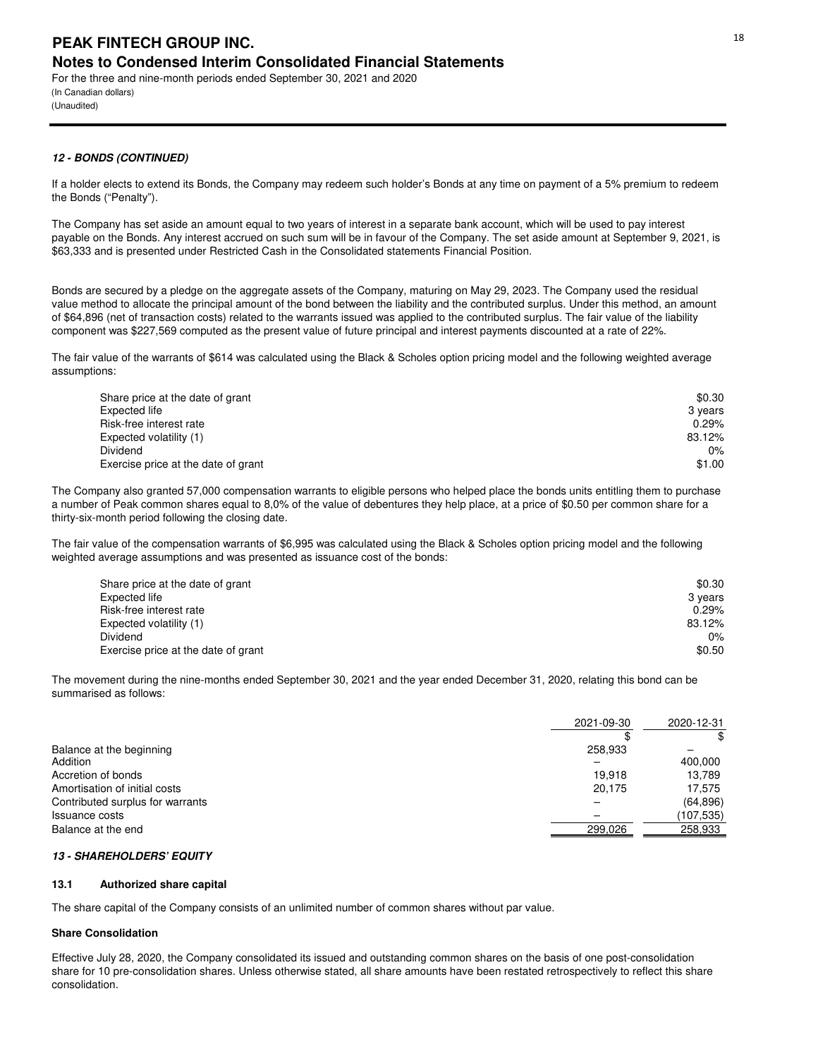### *12 - BONDS (CONTINUED)*

If a holder elects to extend its Bonds, the Company may redeem such holder's Bonds at any time on payment of a 5% premium to redeem the Bonds ("Penalty").

The Company has set aside an amount equal to two years of interest in a separate bank account, which will be used to pay interest payable on the Bonds. Any interest accrued on such sum will be in favour of the Company. The set aside amount at September 9, 2021, is $63,333 and is presented under Restricted Cash in the Consolidated statements Financial Position.

Bonds are secured by a pledge on the aggregate assets of the Company, maturing on May 29, 2023. The Company used the residual value method to allocate the principal amount of the bond between the liability and the contributed surplus. Under this method, an amount of $64,896 (net of transaction costs) related to the warrants issued was applied to the contributed surplus. The fair value of the liability component was $227,569 computed as the present value of future principal and interest payments discounted at a rate of 22%.

The fair value of the warrants of $614 was calculated using the Black & Scholes option pricing model and the following weighted average assumptions:

| | |
|---|---|
| Share price at the date of grant | $0.30 |
| Expected life | 3 years |
| Risk-free interest rate | 0.29% |
| Expected volatility (1) | 83.12% |
| Dividend | 0% |
| Exercise price at the date of grant | $1.00 |

The Company also granted 57,000 compensation warrants to eligible persons who helped place the bonds units entitling them to purchase a number of Peak common shares equal to 8,0% of the value of debentures they help place, at a price of $0.50 per common share for a thirty-six-month period following the closing date.

The fair value of the compensation warrants of $6,995 was calculated using the Black & Scholes option pricing model and the following weighted average assumptions and was presented as issuance cost of the bonds:

| | |
|---|---|
| Share price at the date of grant | $0.30 |
| Expected life | 3 years |
| Risk-free interest rate | 0.29% |
| Expected volatility (1) | 83.12% |
| Dividend | 0% |
| Exercise price at the date of grant | $0.50 |

The movement during the nine-months ended September 30, 2021 and the year ended December 31, 2020, relating this bond can be summarised as follows:

| | 2021-09-30 | 2020-12-31 |
|---|---|---|
| | $ | $ |
| Balance at the beginning | 258,933 | – |
| Addition | – | 400,000 |
| Accretion of bonds | 19,918 | 13,789 |
| Amortisation of initial costs | 20,175 | 17,575 |
| Contributed surplus for warrants | – | (64,896) |
| Issuance costs | – | (107,535) |
| Balance at the end | 299,026 | 258,933 |

### *13 - SHAREHOLDERS' EQUITY*

#### 13.1 Authorized share capital

The share capital of the Company consists of an unlimited number of common shares without par value.

**Share Consolidation**

Effective July 28, 2020, the Company consolidated its issued and outstanding common shares on the basis of one post-consolidation share for 10 pre-consolidation shares. Unless otherwise stated, all share amounts have been restated retrospectively to reflect this share consolidation.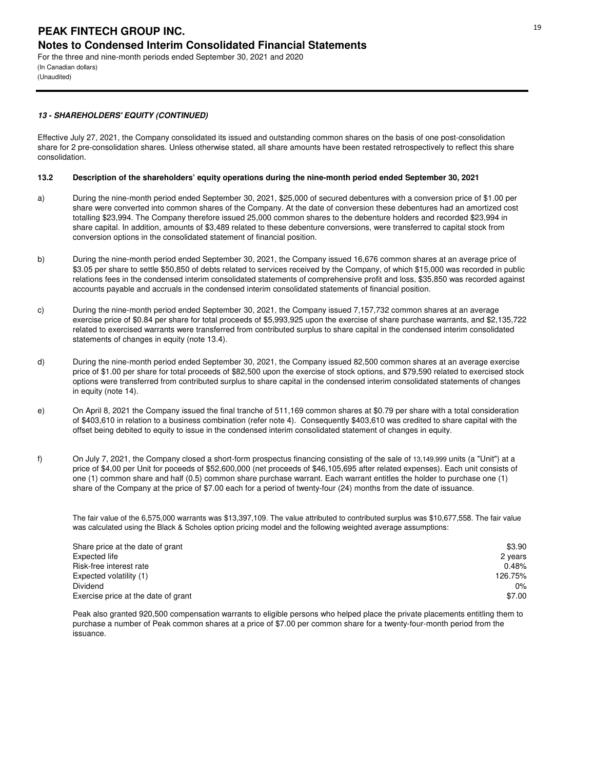### 13 - SHAREHOLDERS' EQUITY (CONTINUED)

Effective July 27, 2021, the Company consolidated its issued and outstanding common shares on the basis of one post-consolidation share for 2 pre-consolidation shares. Unless otherwise stated, all share amounts have been restated retrospectively to reflect this share consolidation.

**13.2 Description of the shareholders' equity operations during the nine-month period ended September 30, 2021**

a) During the nine-month period ended September 30, 2021, $25,000 of secured debentures with a conversion price of $1.00 per share were converted into common shares of the Company. At the date of conversion these debentures had an amortized cost totalling $23,994. The Company therefore issued 25,000 common shares to the debenture holders and recorded $23,994 in share capital. In addition, amounts of $3,489 related to these debenture conversions, were transferred to capital stock from conversion options in the consolidated statement of financial position.

b) During the nine-month period ended September 30, 2021, the Company issued 16,676 common shares at an average price of $3.05 per share to settle $50,850 of debts related to services received by the Company, of which $15,000 was recorded in public relations fees in the condensed interim consolidated statements of comprehensive profit and loss, $35,850 was recorded against accounts payable and accruals in the condensed interim consolidated statements of financial position.

c) During the nine-month period ended September 30, 2021, the Company issued 7,157,732 common shares at an average exercise price of $0.84 per share for total proceeds of $5,993,925 upon the exercise of share purchase warrants, and $2,135,722 related to exercised warrants were transferred from contributed surplus to share capital in the condensed interim consolidated statements of changes in equity (note 13.4).

d) During the nine-month period ended September 30, 2021, the Company issued 82,500 common shares at an average exercise price of $1.00 per share for total proceeds of $82,500 upon the exercise of stock options, and $79,590 related to exercised stock options were transferred from contributed surplus to share capital in the condensed interim consolidated statements of changes in equity (note 14).

e) On April 8, 2021 the Company issued the final tranche of 511,169 common shares at $0.79 per share with a total consideration of $403,610 in relation to a business combination (refer note 4). Consequently $403,610 was credited to share capital with the offset being debited to equity to issue in the condensed interim consolidated statement of changes in equity.

f) On July 7, 2021, the Company closed a short-form prospectus financing consisting of the sale of 13,149,999 units (a "Unit") at a price of $4,00 per Unit for poceeds of $52,600,000 (net proceeds of $46,105,695 after related expenses). Each unit consists of one (1) common share and half (0.5) common share purchase warrant. Each warrant entitles the holder to purchase one (1) share of the Company at the price of $7.00 each for a period of twenty-four (24) months from the date of issuance.

The fair value of the 6,575,000 warrants was $13,397,109. The value attributed to contributed surplus was $10,677,558. The fair value was calculated using the Black & Scholes option pricing model and the following weighted average assumptions:

| | |
|---|---|
| Share price at the date of grant | $3.90 |
| Expected life | 2 years |
| Risk-free interest rate | 0.48% |
| Expected volatility (1) | 126.75% |
| Dividend | 0% |
| Exercise price at the date of grant | $7.00 |

Peak also granted 920,500 compensation warrants to eligible persons who helped place the private placements entitling them to purchase a number of Peak common shares at a price of $7.00 per common share for a twenty-four-month period from the issuance.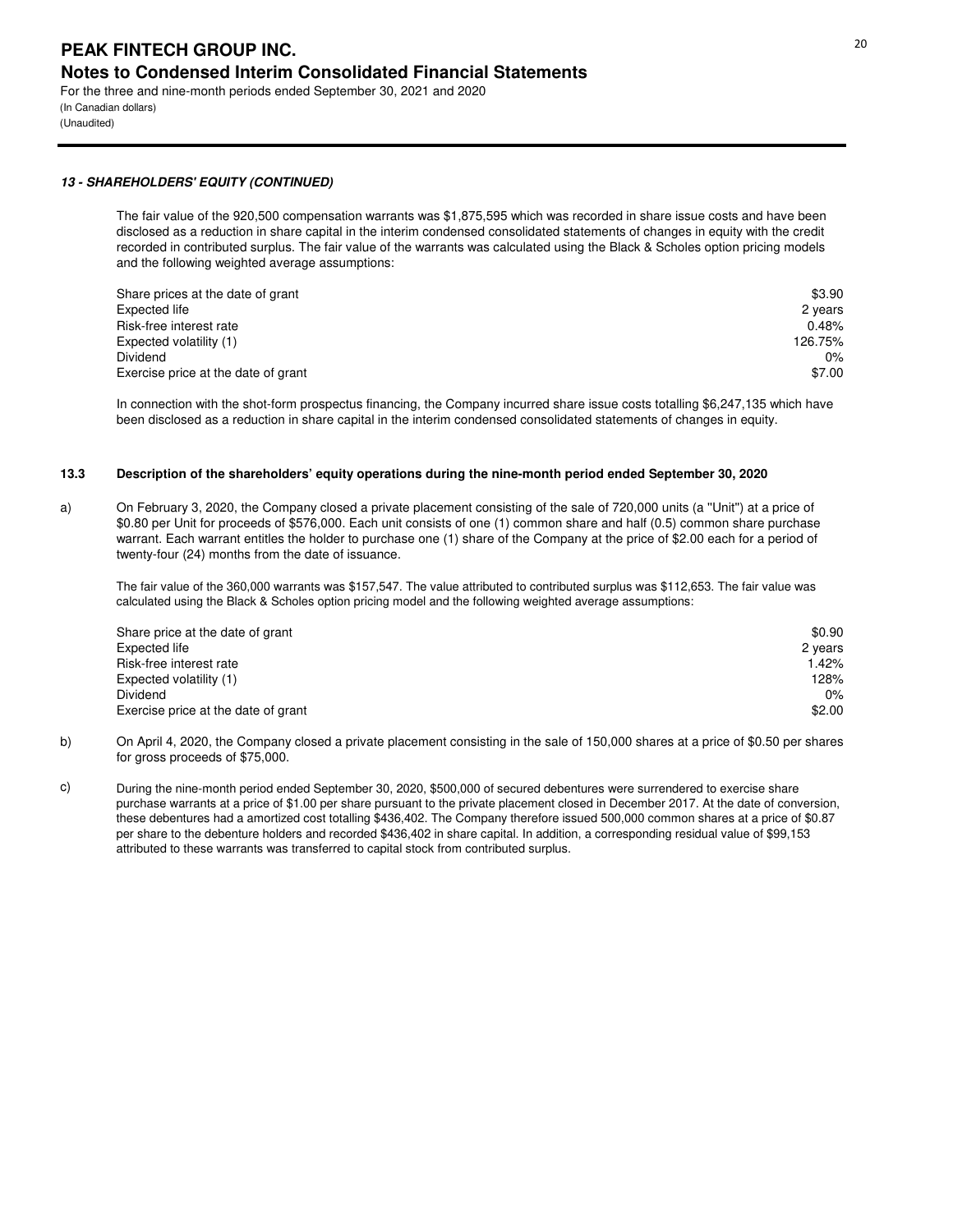#### 13 - SHAREHOLDERS' EQUITY (CONTINUED)

The fair value of the 920,500 compensation warrants was $1,875,595 which was recorded in share issue costs and have been disclosed as a reduction in share capital in the interim condensed consolidated statements of changes in equity with the credit recorded in contributed surplus. The fair value of the warrants was calculated using the Black & Scholes option pricing models and the following weighted average assumptions:

| | |
|---|---|
| Share prices at the date of grant | $3.90 |
| Expected life | 2 years |
| Risk-free interest rate | 0.48% |
| Expected volatility (1) | 126.75% |
| Dividend | 0% |
| Exercise price at the date of grant | $7.00 |

In connection with the shot-form prospectus financing, the Company incurred share issue costs totalling $6,247,135 which have been disclosed as a reduction in share capital in the interim condensed consolidated statements of changes in equity.

#### 13.3 Description of the shareholders' equity operations during the nine-month period ended September 30, 2020

a) On February 3, 2020, the Company closed a private placement consisting of the sale of 720,000 units (a "Unit") at a price of $0.80 per Unit for proceeds of $576,000. Each unit consists of one (1) common share and half (0.5) common share purchase warrant. Each warrant entitles the holder to purchase one (1) share of the Company at the price of $2.00 each for a period of twenty-four (24) months from the date of issuance.

The fair value of the 360,000 warrants was $157,547. The value attributed to contributed surplus was $112,653. The fair value was calculated using the Black & Scholes option pricing model and the following weighted average assumptions:

| | |
|---|---|
| Share price at the date of grant | $0.90 |
| Expected life | 2 years |
| Risk-free interest rate | 1.42% |
| Expected volatility (1) | 128% |
| Dividend | 0% |
| Exercise price at the date of grant | $2.00 |

b) On April 4, 2020, the Company closed a private placement consisting in the sale of 150,000 shares at a price of $0.50 per shares for gross proceeds of $75,000.

c) During the nine-month period ended September 30, 2020, $500,000 of secured debentures were surrendered to exercise share purchase warrants at a price of $1.00 per share pursuant to the private placement closed in December 2017. At the date of conversion, these debentures had a amortized cost totalling $436,402. The Company therefore issued 500,000 common shares at a price of $0.87 per share to the debenture holders and recorded $436,402 in share capital. In addition, a corresponding residual value of $99,153 attributed to these warrants was transferred to capital stock from contributed surplus.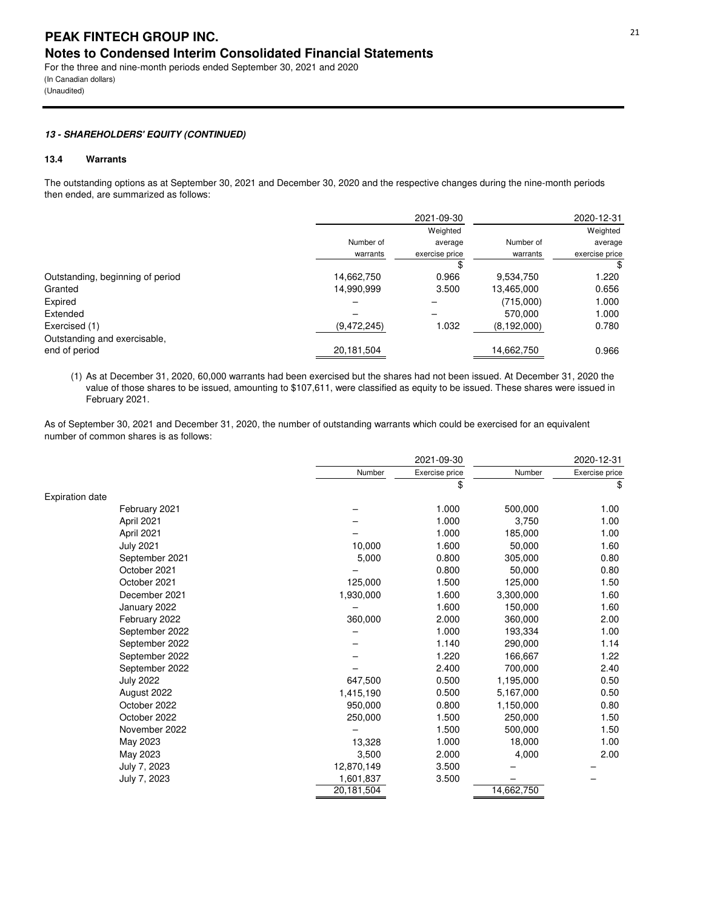### 13 - SHAREHOLDERS' EQUITY (CONTINUED)

#### 13.4 Warrants

The outstanding options as at September 30, 2021 and December 30, 2020 and the respective changes during the nine-month periods then ended, are summarized as follows:

| | 2021-09-30 | | 2020-12-31 | |
|---|---|---|---|---|
| | Number of warrants | Weighted average exercise price | Number of warrants | Weighted average exercise price |
| | | $ | | $ |
| Outstanding, beginning of period | 14,662,750 | 0.966 | 9,534,750 | 1.220 |
| Granted | 14,990,999 | 3.500 | 13,465,000 | 0.656 |
| Expired | – | – | (715,000) | 1.000 |
| Extended | – | – | 570,000 | 1.000 |
| Exercised (1) | (9,472,245) | 1.032 | (8,192,000) | 0.780 |
| Outstanding and exercisable, end of period | 20,181,504 | | 14,662,750 | 0.966 |

(1) As at December 31, 2020, 60,000 warrants had been exercised but the shares had not been issued. At December 31, 2020 the value of those shares to be issued, amounting to $107,611, were classified as equity to be issued. These shares were issued in February 2021.

As of September 30, 2021 and December 31, 2020, the number of outstanding warrants which could be exercised for an equivalent number of common shares is as follows:

| | 2021-09-30 | | 2020-12-31 | |
|---|---|---|---|---|
| | Number | Exercise price | Number | Exercise price |
| | | $ | | $ |
| Expiration date | | | | |
| February 2021 | – | 1.000 | 500,000 | 1.00 |
| April 2021 | – | 1.000 | 3,750 | 1.00 |
| April 2021 | – | 1.000 | 185,000 | 1.00 |
| July 2021 | 10,000 | 1.600 | 50,000 | 1.60 |
| September 2021 | 5,000 | 0.800 | 305,000 | 0.80 |
| October 2021 | – | 0.800 | 50,000 | 0.80 |
| October 2021 | 125,000 | 1.500 | 125,000 | 1.50 |
| December 2021 | 1,930,000 | 1.600 | 3,300,000 | 1.60 |
| January 2022 | – | 1.600 | 150,000 | 1.60 |
| February 2022 | 360,000 | 2.000 | 360,000 | 2.00 |
| September 2022 | – | 1.000 | 193,334 | 1.00 |
| September 2022 | – | 1.140 | 290,000 | 1.14 |
| September 2022 | – | 1.220 | 166,667 | 1.22 |
| September 2022 | – | 2.400 | 700,000 | 2.40 |
| July 2022 | 647,500 | 0.500 | 1,195,000 | 0.50 |
| August 2022 | 1,415,190 | 0.500 | 5,167,000 | 0.50 |
| October 2022 | 950,000 | 0.800 | 1,150,000 | 0.80 |
| October 2022 | 250,000 | 1.500 | 250,000 | 1.50 |
| November 2022 | – | 1.500 | 500,000 | 1.50 |
| May 2023 | 13,328 | 1.000 | 18,000 | 1.00 |
| May 2023 | 3,500 | 2.000 | 4,000 | 2.00 |
| July 7, 2023 | 12,870,149 | 3.500 | – | – |
| July 7, 2023 | 1,601,837 | 3.500 | – | – |
| | 20,181,504 | | 14,662,750 | |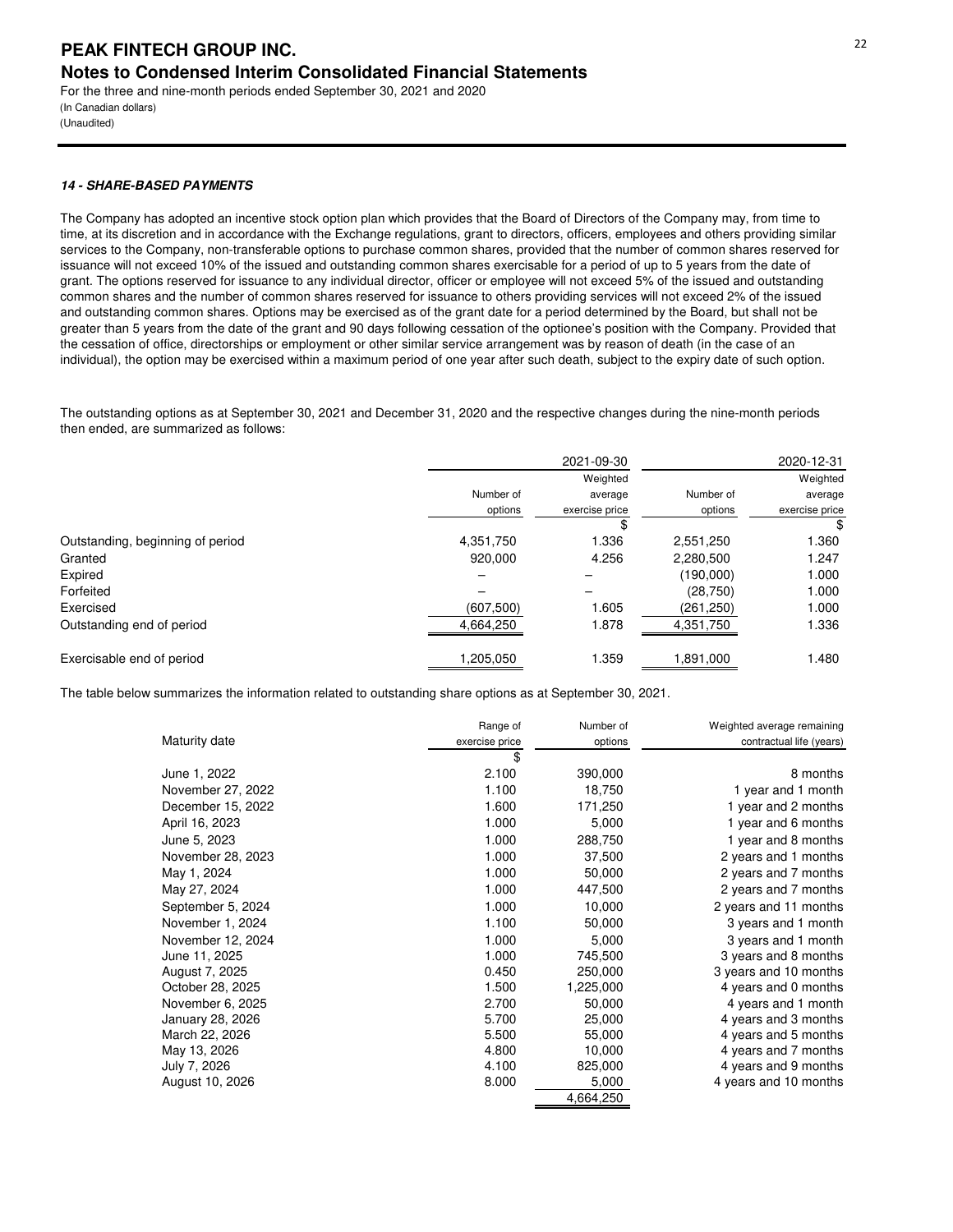#### *14 - SHARE-BASED PAYMENTS*

The Company has adopted an incentive stock option plan which provides that the Board of Directors of the Company may, from time to time, at its discretion and in accordance with the Exchange regulations, grant to directors, officers, employees and others providing similar services to the Company, non-transferable options to purchase common shares, provided that the number of common shares reserved for issuance will not exceed 10% of the issued and outstanding common shares exercisable for a period of up to 5 years from the date of grant. The options reserved for issuance to any individual director, officer or employee will not exceed 5% of the issued and outstanding common shares and the number of common shares reserved for issuance to others providing services will not exceed 2% of the issued and outstanding common shares. Options may be exercised as of the grant date for a period determined by the Board, but shall not be greater than 5 years from the date of the grant and 90 days following cessation of the optionee's position with the Company. Provided that the cessation of office, directorships or employment or other similar service arrangement was by reason of death (in the case of an individual), the option may be exercised within a maximum period of one year after such death, subject to the expiry date of such option.

The outstanding options as at September 30, 2021 and December 31, 2020 and the respective changes during the nine-month periods then ended, are summarized as follows:

| | 2021-09-30 | | 2020-12-31 | |
|---|---|---|---|---|
| | Number of options | Weighted average exercise price | Number of options | Weighted average exercise price |
| | | $ | | $ |
| Outstanding, beginning of period | 4,351,750 | 1.336 | 2,551,250 | 1.360 |
| Granted | 920,000 | 4.256 | 2,280,500 | 1.247 |
| Expired | – | – | (190,000) | 1.000 |
| Forfeited | – | – | (28,750) | 1.000 |
| Exercised | (607,500) | 1.605 | (261,250) | 1.000 |
| Outstanding end of period | 4,664,250 | 1.878 | 4,351,750 | 1.336 |
| Exercisable end of period | 1,205,050 | 1.359 | 1,891,000 | 1.480 |

The table below summarizes the information related to outstanding share options as at September 30, 2021.

| Maturity date | Range of exercise price | Number of options | Weighted average remaining contractual life (years) |
|---|---|---|---|
| | $ | | |
| June 1, 2022 | 2.100 | 390,000 | 8 months |
| November 27, 2022 | 1.100 | 18,750 | 1 year and 1 month |
| December 15, 2022 | 1.600 | 171,250 | 1 year and 2 months |
| April 16, 2023 | 1.000 | 5,000 | 1 year and 6 months |
| June 5, 2023 | 1.000 | 288,750 | 1 year and 8 months |
| November 28, 2023 | 1.000 | 37,500 | 2 years and 1 months |
| May 1, 2024 | 1.000 | 50,000 | 2 years and 7 months |
| May 27, 2024 | 1.000 | 447,500 | 2 years and 7 months |
| September 5, 2024 | 1.000 | 10,000 | 2 years and 11 months |
| November 1, 2024 | 1.100 | 50,000 | 3 years and 1 month |
| November 12, 2024 | 1.000 | 5,000 | 3 years and 1 month |
| June 11, 2025 | 1.000 | 745,500 | 3 years and 8 months |
| August 7, 2025 | 0.450 | 250,000 | 3 years and 10 months |
| October 28, 2025 | 1.500 | 1,225,000 | 4 years and 0 months |
| November 6, 2025 | 2.700 | 50,000 | 4 years and 1 month |
| January 28, 2026 | 5.700 | 25,000 | 4 years and 3 months |
| March 22, 2026 | 5.500 | 55,000 | 4 years and 5 months |
| May 13, 2026 | 4.800 | 10,000 | 4 years and 7 months |
| July 7, 2026 | 4.100 | 825,000 | 4 years and 9 months |
| August 10, 2026 | 8.000 | 5,000 | 4 years and 10 months |
| | | 4,664,250 | |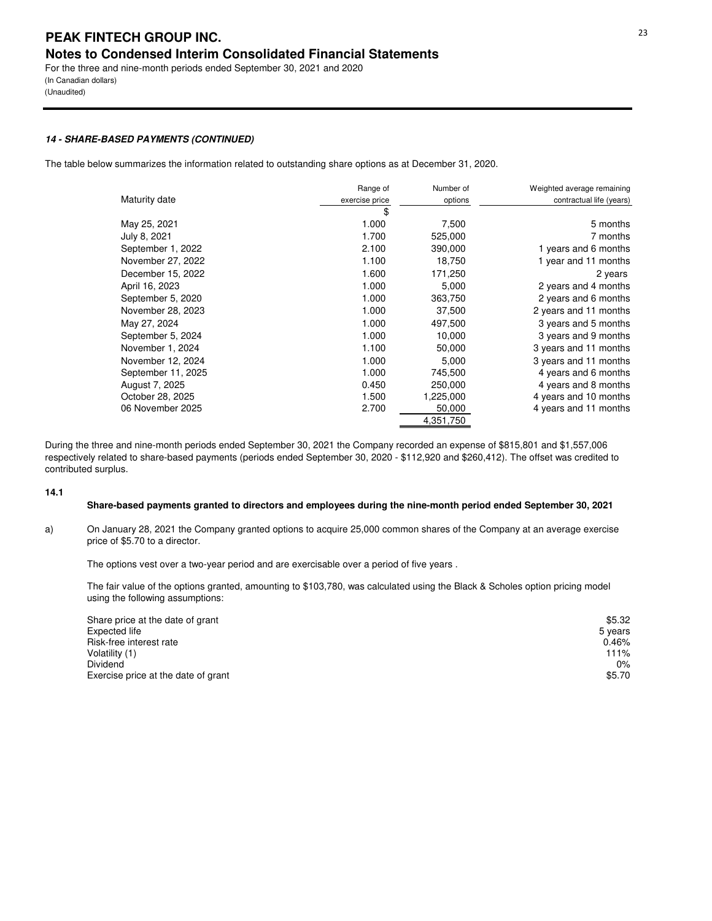**PEAK FINTECH GROUP INC.**
**Notes to Condensed Interim Consolidated Financial Statements**
For the three and nine-month periods ended September 30, 2021 and 2020
(In Canadian dollars)
(Unaudited)

***14 - SHARE-BASED PAYMENTS (CONTINUED)***

The table below summarizes the information related to outstanding share options as at December 31, 2020.

| Maturity date | Range of exercise price | Number of options | Weighted average remaining contractual life (years) |
|---|---|---|---|
| | $ | | |
| May 25, 2021 | 1.000 | 7,500 | 5 months |
| July 8, 2021 | 1.700 | 525,000 | 7 months |
| September 1, 2022 | 2.100 | 390,000 | 1 years and 6 months |
| November 27, 2022 | 1.100 | 18,750 | 1 year and 11 months |
| December 15, 2022 | 1.600 | 171,250 | 2 years |
| April 16, 2023 | 1.000 | 5,000 | 2 years and 4 months |
| September 5, 2020 | 1.000 | 363,750 | 2 years and 6 months |
| November 28, 2023 | 1.000 | 37,500 | 2 years and 11 months |
| May 27, 2024 | 1.000 | 497,500 | 3 years and 5 months |
| September 5, 2024 | 1.000 | 10,000 | 3 years and 9 months |
| November 1, 2024 | 1.100 | 50,000 | 3 years and 11 months |
| November 12, 2024 | 1.000 | 5,000 | 3 years and 11 months |
| September 11, 2025 | 1.000 | 745,500 | 4 years and 6 months |
| August 7, 2025 | 0.450 | 250,000 | 4 years and 8 months |
| October 28, 2025 | 1.500 | 1,225,000 | 4 years and 10 months |
| 06 November 2025 | 2.700 | 50,000 | 4 years and 11 months |
| | | 4,351,750 | |

During the three and nine-month periods ended September 30, 2021 the Company recorded an expense of $815,801 and $1,557,006 respectively related to share-based payments (periods ended September 30, 2020 - $112,920 and $260,412). The offset was credited to contributed surplus.

**14.1**

**Share-based payments granted to directors and employees during the nine-month period ended September 30, 2021**

a) On January 28, 2021 the Company granted options to acquire 25,000 common shares of the Company at an average exercise price of $5.70 to a director.

The options vest over a two-year period and are exercisable over a period of five years .

The fair value of the options granted, amounting to $103,780, was calculated using the Black & Scholes option pricing model using the following assumptions:

| | |
|---|---|
| Share price at the date of grant | $5.32 |
| Expected life | 5 years |
| Risk-free interest rate | 0.46% |
| Volatility (1) | 111% |
| Dividend | 0% |
| Exercise price at the date of grant | $5.70 |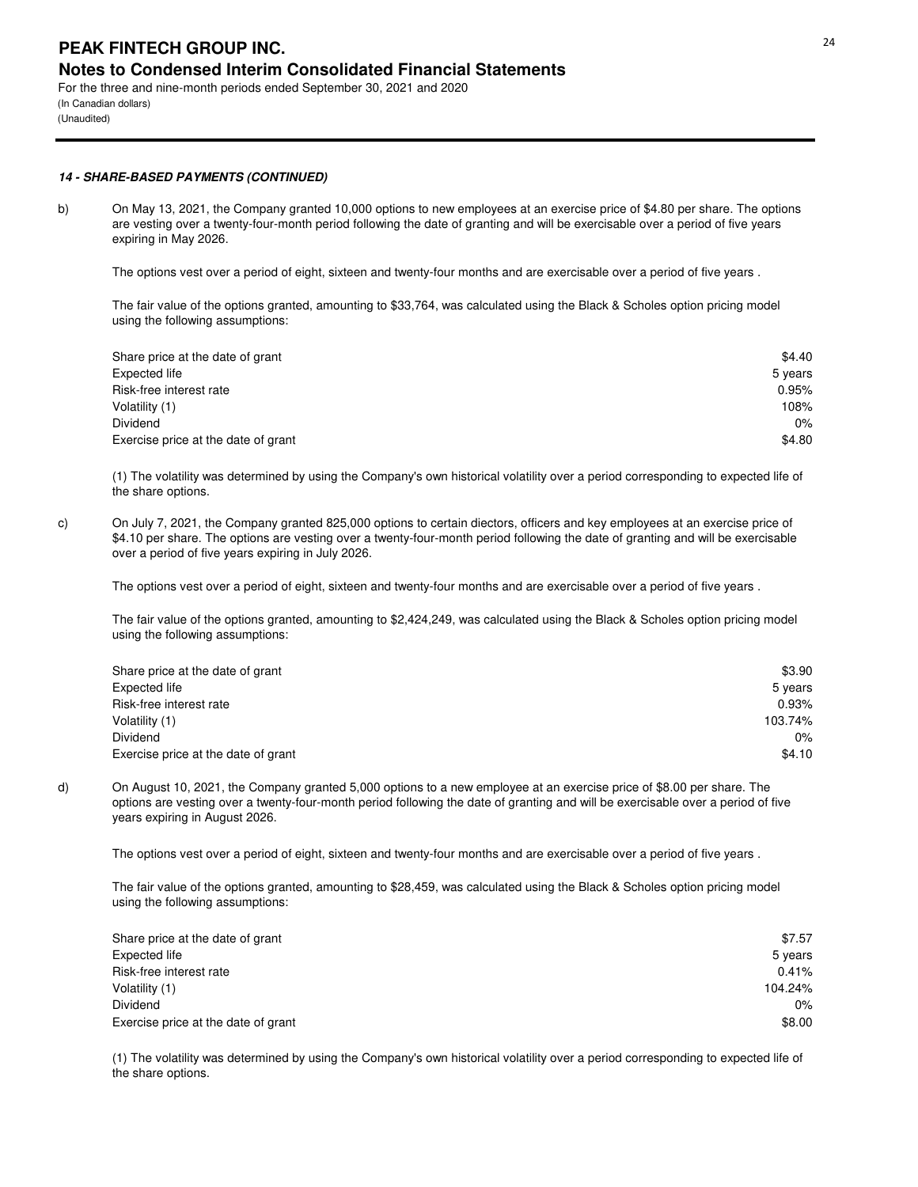### 14 - SHARE-BASED PAYMENTS (CONTINUED)

b) On May 13, 2021, the Company granted 10,000 options to new employees at an exercise price of $4.80 per share. The options are vesting over a twenty-four-month period following the date of granting and will be exercisable over a period of five years expiring in May 2026.

The options vest over a period of eight, sixteen and twenty-four months and are exercisable over a period of five years .

The fair value of the options granted, amounting to $33,764, was calculated using the Black & Scholes option pricing model using the following assumptions:

| | |
|---|---|
| Share price at the date of grant | $4.40 |
| Expected life | 5 years |
| Risk-free interest rate | 0.95% |
| Volatility (1) | 108% |
| Dividend | 0% |
| Exercise price at the date of grant | $4.80 |

(1) The volatility was determined by using the Company's own historical volatility over a period corresponding to expected life of the share options.

c) On July 7, 2021, the Company granted 825,000 options to certain diectors, officers and key employees at an exercise price of $4.10 per share. The options are vesting over a twenty-four-month period following the date of granting and will be exercisable over a period of five years expiring in July 2026.

The options vest over a period of eight, sixteen and twenty-four months and are exercisable over a period of five years .

The fair value of the options granted, amounting to $2,424,249, was calculated using the Black & Scholes option pricing model using the following assumptions:

| | |
|---|---|
| Share price at the date of grant | $3.90 |
| Expected life | 5 years |
| Risk-free interest rate | 0.93% |
| Volatility (1) | 103.74% |
| Dividend | 0% |
| Exercise price at the date of grant | $4.10 |

d) On August 10, 2021, the Company granted 5,000 options to a new employee at an exercise price of $8.00 per share. The options are vesting over a twenty-four-month period following the date of granting and will be exercisable over a period of five years expiring in August 2026.

The options vest over a period of eight, sixteen and twenty-four months and are exercisable over a period of five years .

The fair value of the options granted, amounting to $28,459, was calculated using the Black & Scholes option pricing model using the following assumptions:

| | |
|---|---|
| Share price at the date of grant | $7.57 |
| Expected life | 5 years |
| Risk-free interest rate | 0.41% |
| Volatility (1) | 104.24% |
| Dividend | 0% |
| Exercise price at the date of grant | $8.00 |

(1) The volatility was determined by using the Company's own historical volatility over a period corresponding to expected life of the share options.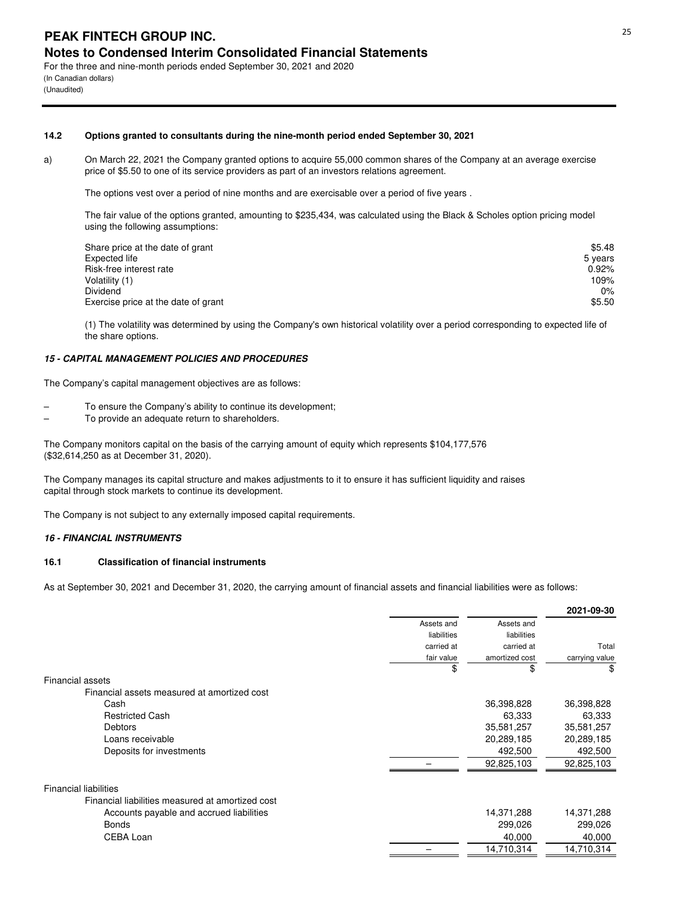#### 14.2 Options granted to consultants during the nine-month period ended September 30, 2021

a) On March 22, 2021 the Company granted options to acquire 55,000 common shares of the Company at an average exercise price of $5.50 to one of its service providers as part of an investors relations agreement.

The options vest over a period of nine months and are exercisable over a period of five years .

The fair value of the options granted, amounting to $235,434, was calculated using the Black & Scholes option pricing model using the following assumptions:

| | |
|---|---|
| Share price at the date of grant | $5.48 |
| Expected life | 5 years |
| Risk-free interest rate | 0.92% |
| Volatility (1) | 109% |
| Dividend | 0% |
| Exercise price at the date of grant | $5.50 |

(1) The volatility was determined by using the Company's own historical volatility over a period corresponding to expected life of the share options.

### *15 - CAPITAL MANAGEMENT POLICIES AND PROCEDURES*

The Company's capital management objectives are as follows:

– To ensure the Company's ability to continue its development;
– To provide an adequate return to shareholders.

The Company monitors capital on the basis of the carrying amount of equity which represents $104,177,576 ($32,614,250 as at December 31, 2020).

The Company manages its capital structure and makes adjustments to it to ensure it has sufficient liquidity and raises capital through stock markets to continue its development.

The Company is not subject to any externally imposed capital requirements.

### *16 - FINANCIAL INSTRUMENTS*

#### 16.1 Classification of financial instruments

As at September 30, 2021 and December 31, 2020, the carrying amount of financial assets and financial liabilities were as follows:

| | | | **2021-09-30** |
|---|---|---|---|
| | Assets and liabilities carried at fair value | Assets and liabilities carried at amortized cost | Total carrying value |
| | $ | $ | $ |
| Financial assets | | | |
| Financial assets measured at amortized cost | | | |
| Cash | | 36,398,828 | 36,398,828 |
| Restricted Cash | | 63,333 | 63,333 |
| Debtors | | 35,581,257 | 35,581,257 |
| Loans receivable | | 20,289,185 | 20,289,185 |
| Deposits for investments | | 492,500 | 492,500 |
| | – | 92,825,103 | 92,825,103 |
| Financial liabilities | | | |
| Financial liabilities measured at amortized cost | | | |
| Accounts payable and accrued liabilities | | 14,371,288 | 14,371,288 |
| Bonds | | 299,026 | 299,026 |
| CEBA Loan | | 40,000 | 40,000 |
| | – | 14,710,314 | 14,710,314 |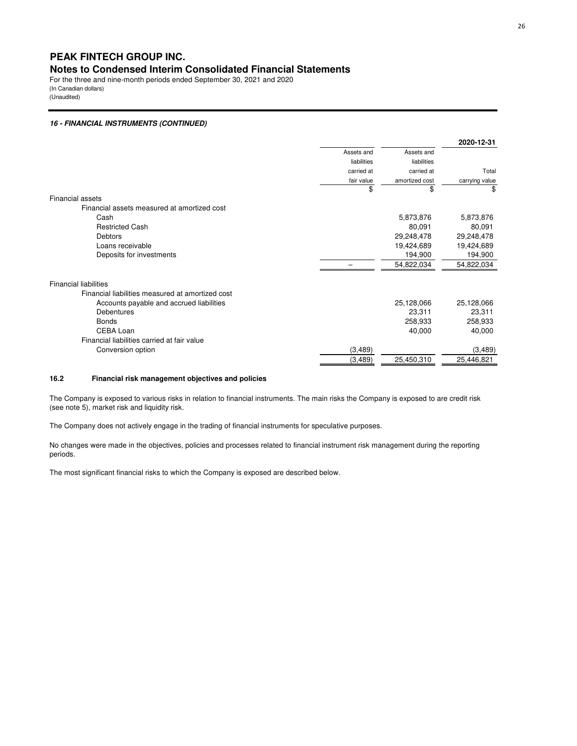# PEAK FINTECH GROUP INC.
## Notes to Condensed Interim Consolidated Financial Statements
For the three and nine-month periods ended September 30, 2021 and 2020
(In Canadian dollars)
(Unaudited)

***16 - FINANCIAL INSTRUMENTS (CONTINUED)***

| | | | **2020-12-31** |
|---|---|---|---|
| | Assets and liabilities carried at fair value | Assets and liabilities carried at amortized cost | Total carrying value |
| | $ | $ | $ |
| Financial assets | | | |
| Financial assets measured at amortized cost | | | |
| Cash | | 5,873,876 | 5,873,876 |
| Restricted Cash | | 80,091 | 80,091 |
| Debtors | | 29,248,478 | 29,248,478 |
| Loans receivable | | 19,424,689 | 19,424,689 |
| Deposits for investments | | 194,900 | 194,900 |
| | – | 54,822,034 | 54,822,034 |
| Financial liabilities | | | |
| Financial liabilities measured at amortized cost | | | |
| Accounts payable and accrued liabilities | | 25,128,066 | 25,128,066 |
| Debentures | | 23,311 | 23,311 |
| Bonds | | 258,933 | 258,933 |
| CEBA Loan | | 40,000 | 40,000 |
| Financial liabilities carried at fair value | | | |
| Conversion option | (3,489) | | (3,489) |
| | (3,489) | 25,450,310 | 25,446,821 |

### 16.2 Financial risk management objectives and policies

The Company is exposed to various risks in relation to financial instruments. The main risks the Company is exposed to are credit risk (see note 5), market risk and liquidity risk.

The Company does not actively engage in the trading of financial instruments for speculative purposes.

No changes were made in the objectives, policies and processes related to financial instrument risk management during the reporting periods.

The most significant financial risks to which the Company is exposed are described below.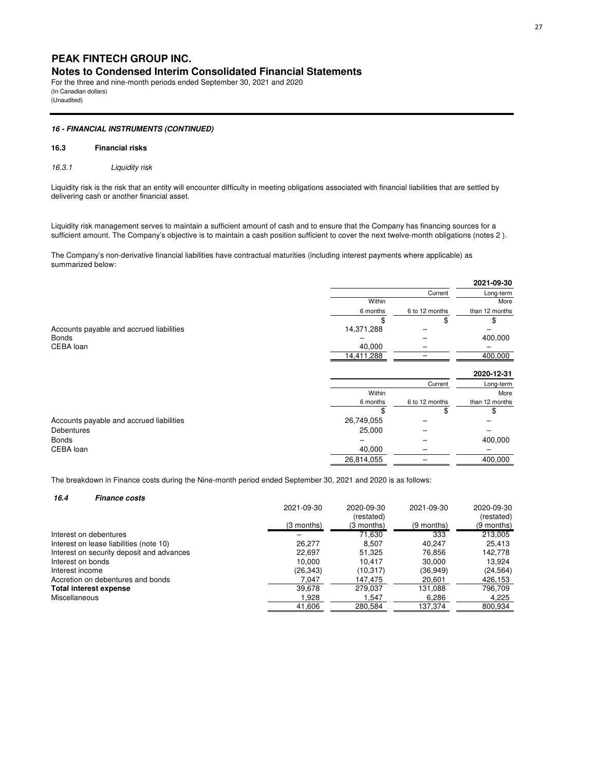## PEAK FINTECH GROUP INC.
### Notes to Condensed Interim Consolidated Financial Statements

For the three and nine-month periods ended September 30, 2021 and 2020
(In Canadian dollars)
(Unaudited)

***16 - FINANCIAL INSTRUMENTS (CONTINUED)***

**16.3 Financial risks**

*16.3.1 Liquidity risk*

Liquidity risk is the risk that an entity will encounter difficulty in meeting obligations associated with financial liabilities that are settled by delivering cash or another financial asset.

Liquidity risk management serves to maintain a sufficient amount of cash and to ensure that the Company has financing sources for a sufficient amount. The Company's objective is to maintain a cash position sufficient to cover the next twelve-month obligations (notes 2 ).

The Company's non-derivative financial liabilities have contractual maturities (including interest payments where applicable) as summarized below:

| | | | **2021-09-30** |
|---|---|---|---|
| | | Current | Long-term |
| | Within 6 months | 6 to 12 months | More than 12 months |
| | $ | $ | $ |
| Accounts payable and accrued liabilities | 14,371,288 | – | – |
| Bonds | – | – | 400,000 |
| CEBA loan | 40,000 | – | – |
| | 14,411,288 | – | 400,000 |

| | | | **2020-12-31** |
|---|---|---|---|
| | | Current | Long-term |
| | Within 6 months | 6 to 12 months | More than 12 months |
| | $ | $ | $ |
| Accounts payable and accrued liabilities | 26,749,055 | – | – |
| Debentures | 25,000 | – | – |
| Bonds | – | – | 400,000 |
| CEBA loan | 40,000 | – | – |
| | 26,814,055 | – | 400,000 |

The breakdown in Finance costs during the Nine-month period ended September 30, 2021 and 2020 is as follows:

***16.4 Finance costs***

| | 2021-09-30 (3 months) | 2020-09-30 (restated) (3 months) | 2021-09-30 (9 months) | 2020-09-30 (restated) (9 months) |
|---|---|---|---|---|
| Interest on debentures | – | 71,630 | 333 | 213,005 |
| Interest on lease liabilities (note 10) | 26,277 | 8,507 | 40,247 | 25,413 |
| Interest on security deposit and advances | 22,697 | 51,325 | 76,856 | 142,778 |
| Interest on bonds | 10,000 | 10,417 | 30,000 | 13,924 |
| Interest income | (26,343) | (10,317) | (36,949) | (24,564) |
| Accretion on debentures and bonds | 7,047 | 147,475 | 20,601 | 426,153 |
| **Total interest expense** | 39,678 | 279,037 | 131,088 | 796,709 |
| Miscellaneous | 1,928 | 1,547 | 6,286 | 4,225 |
| | 41,606 | 280,584 | 137,374 | 800,934 |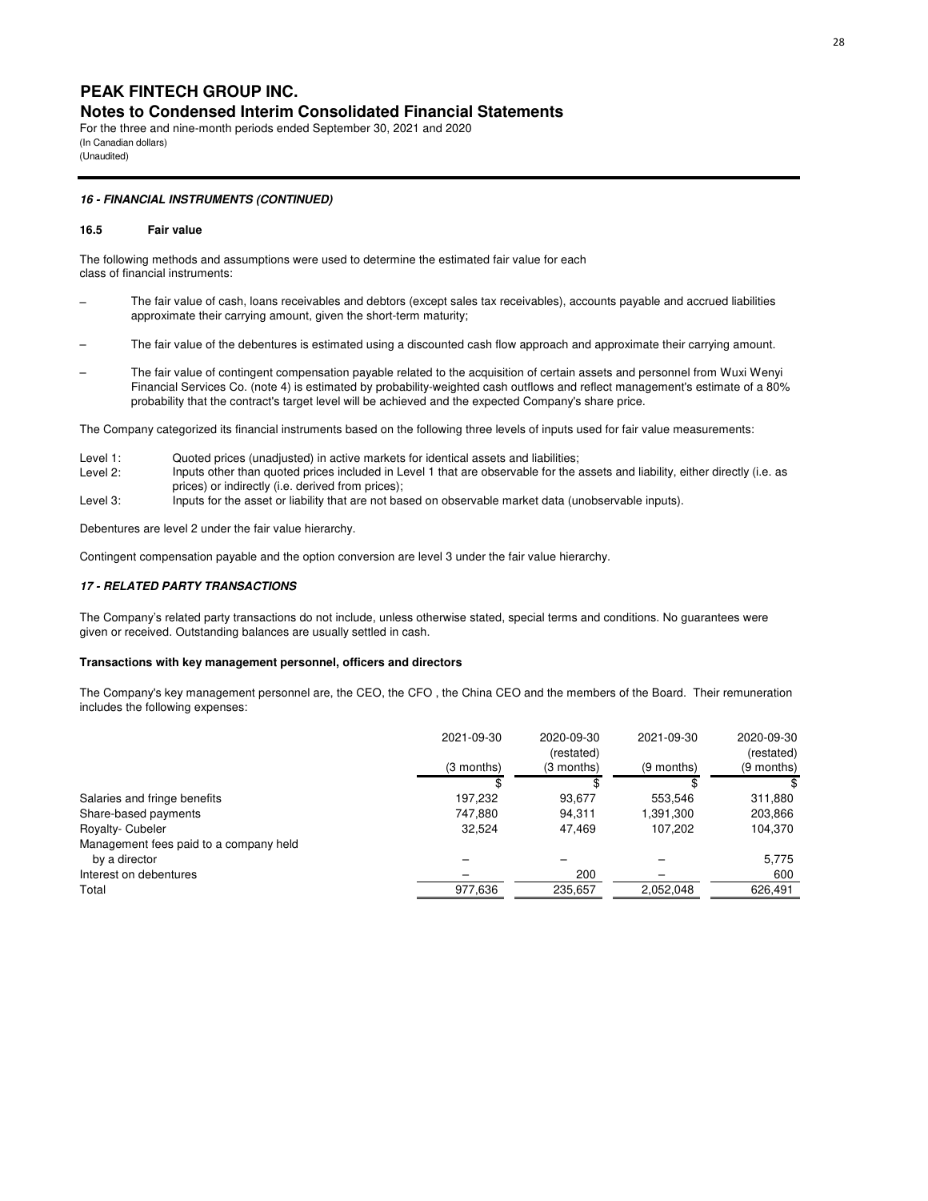# PEAK FINTECH GROUP INC.

## Notes to Condensed Interim Consolidated Financial Statements

For the three and nine-month periods ended September 30, 2021 and 2020
(In Canadian dollars)
(Unaudited)

### *16 - FINANCIAL INSTRUMENTS (CONTINUED)*

#### 16.5 Fair value

The following methods and assumptions were used to determine the estimated fair value for each class of financial instruments:

- The fair value of cash, loans receivables and debtors (except sales tax receivables), accounts payable and accrued liabilities approximate their carrying amount, given the short-term maturity;
- The fair value of the debentures is estimated using a discounted cash flow approach and approximate their carrying amount.
- The fair value of contingent compensation payable related to the acquisition of certain assets and personnel from Wuxi Wenyi Financial Services Co. (note 4) is estimated by probability-weighted cash outflows and reflect management's estimate of a 80% probability that the contract's target level will be achieved and the expected Company's share price.

The Company categorized its financial instruments based on the following three levels of inputs used for fair value measurements:

Level 1: Quoted prices (unadjusted) in active markets for identical assets and liabilities;
Level 2: Inputs other than quoted prices included in Level 1 that are observable for the assets and liability, either directly (i.e. as prices) or indirectly (i.e. derived from prices);
Level 3: Inputs for the asset or liability that are not based on observable market data (unobservable inputs).

Debentures are level 2 under the fair value hierarchy.

Contingent compensation payable and the option conversion are level 3 under the fair value hierarchy.

### *17 - RELATED PARTY TRANSACTIONS*

The Company's related party transactions do not include, unless otherwise stated, special terms and conditions. No guarantees were given or received. Outstanding balances are usually settled in cash.

**Transactions with key management personnel, officers and directors**

The Company's key management personnel are, the CEO, the CFO , the China CEO and the members of the Board. Their remuneration includes the following expenses:

| | 2021-09-30 | 2020-09-30 (restated) | 2021-09-30 | 2020-09-30 (restated) |
|---|---|---|---|---|
| | (3 months) | (3 months) | (9 months) | (9 months) |
| | $ | $ | $ | $ |
| Salaries and fringe benefits | 197,232 | 93,677 | 553,546 | 311,880 |
| Share-based payments | 747,880 | 94,311 | 1,391,300 | 203,866 |
| Royalty- Cubeler | 32,524 | 47,469 | 107,202 | 104,370 |
| Management fees paid to a company held by a director | – | – | – | 5,775 |
| Interest on debentures | – | 200 | – | 600 |
| Total | 977,636 | 235,657 | 2,052,048 | 626,491 |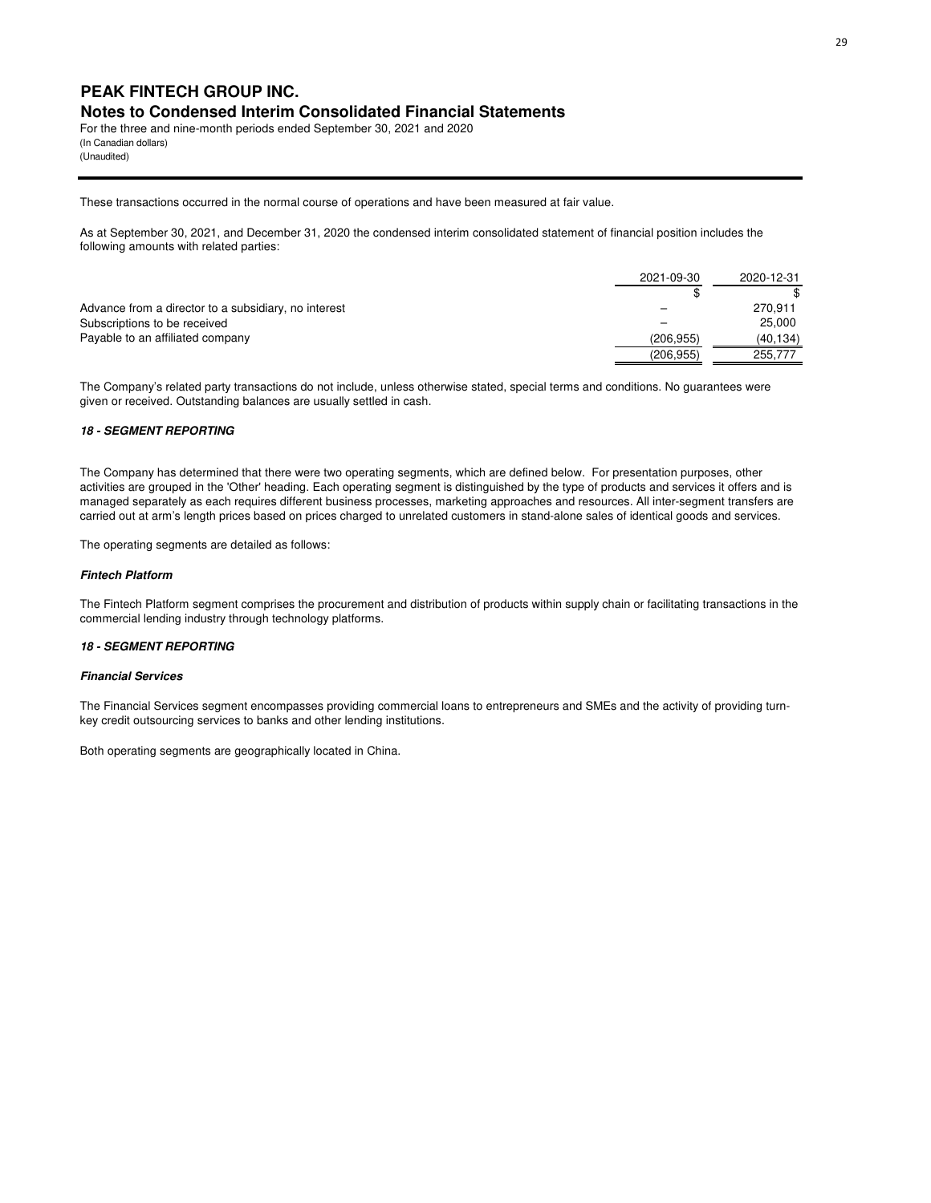These transactions occurred in the normal course of operations and have been measured at fair value.

As at September 30, 2021, and December 31, 2020 the condensed interim consolidated statement of financial position includes the following amounts with related parties:

| | 2021-09-30 | 2020-12-31 |
|---|---|---|
| | $ | $ |
| Advance from a director to a subsidiary, no interest | – | 270,911 |
| Subscriptions to be received | – | 25,000 |
| Payable to an affiliated company | (206,955) | (40,134) |
| | (206,955) | 255,777 |

The Company's related party transactions do not include, unless otherwise stated, special terms and conditions. No guarantees were given or received. Outstanding balances are usually settled in cash.

#### *18 - SEGMENT REPORTING*

The Company has determined that there were two operating segments, which are defined below. For presentation purposes, other activities are grouped in the 'Other' heading. Each operating segment is distinguished by the type of products and services it offers and is managed separately as each requires different business processes, marketing approaches and resources. All inter-segment transfers are carried out at arm's length prices based on prices charged to unrelated customers in stand-alone sales of identical goods and services.

The operating segments are detailed as follows:

##### *Fintech Platform*

The Fintech Platform segment comprises the procurement and distribution of products within supply chain or facilitating transactions in the commercial lending industry through technology platforms.

#### *18 - SEGMENT REPORTING*

##### *Financial Services*

The Financial Services segment encompasses providing commercial loans to entrepreneurs and SMEs and the activity of providing turn-key credit outsourcing services to banks and other lending institutions.

Both operating segments are geographically located in China.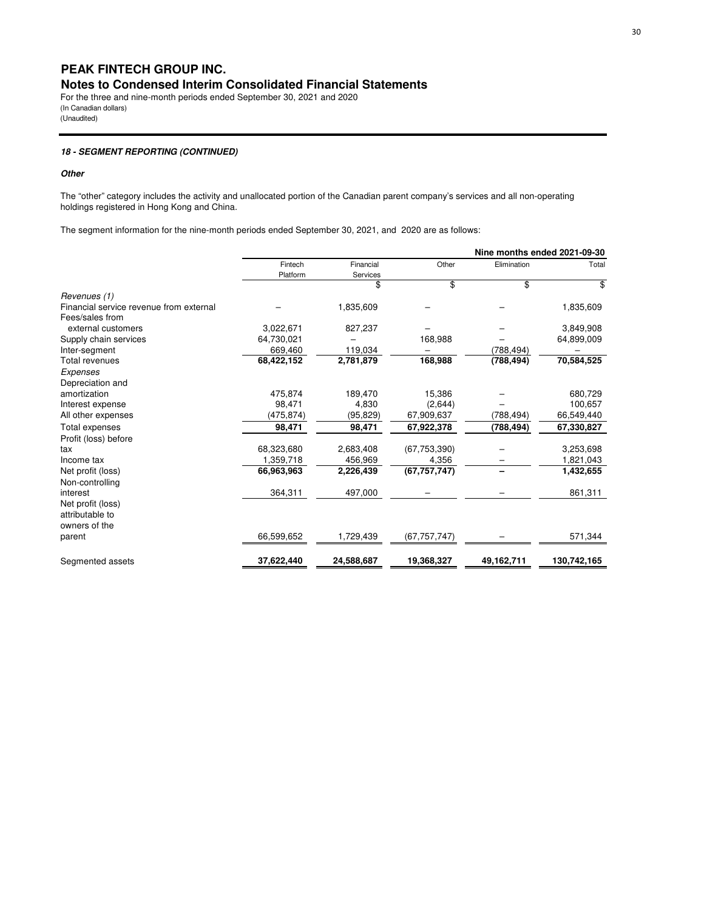# PEAK FINTECH GROUP INC.

## Notes to Condensed Interim Consolidated Financial Statements

For the three and nine-month periods ended September 30, 2021 and 2020
(In Canadian dollars)
(Unaudited)

### *18 - SEGMENT REPORTING (CONTINUED)*

***Other***

The "other" category includes the activity and unallocated portion of the Canadian parent company's services and all non-operating holdings registered in Hong Kong and China.

The segment information for the nine-month periods ended September 30, 2021, and 2020 are as follows:

| | | | | | **Nine months ended 2021-09-30** |
|---|---|---|---|---|---|
| | Fintech Platform | Financial Services | Other | Elimination | Total |
| | | $ | $ | $ | $ |
| *Revenues (1)* | | | | | |
| Financial service revenue from external | – | 1,835,609 | – | – | 1,835,609 |
| Fees/sales from external customers | 3,022,671 | 827,237 | – | – | 3,849,908 |
| Supply chain services | 64,730,021 | – | 168,988 | – | 64,899,009 |
| Inter-segment | 669,460 | 119,034 | – | (788,494) | – |
| Total revenues | **68,422,152** | **2,781,879** | **168,988** | **(788,494)** | **70,584,525** |
| *Expenses* | | | | | |
| Depreciation and amortization | 475,874 | 189,470 | 15,386 | – | 680,729 |
| Interest expense | 98,471 | 4,830 | (2,644) | – | 100,657 |
| All other expenses | (475,874) | (95,829) | 67,909,637 | (788,494) | 66,549,440 |
| Total expenses | **98,471** | **98,471** | **67,922,378** | **(788,494)** | **67,330,827** |
| Profit (loss) before tax | 68,323,680 | 2,683,408 | (67,753,390) | – | 3,253,698 |
| Income tax | 1,359,718 | 456,969 | 4,356 | – | 1,821,043 |
| Net profit (loss) | **66,963,963** | **2,226,439** | **(67,757,747)** | **–** | **1,432,655** |
| Non-controlling interest | 364,311 | 497,000 | – | – | 861,311 |
| Net profit (loss) attributable to owners of the parent | 66,599,652 | 1,729,439 | (67,757,747) | – | 571,344 |
| Segmented assets | **37,622,440** | **24,588,687** | **19,368,327** | **49,162,711** | **130,742,165** |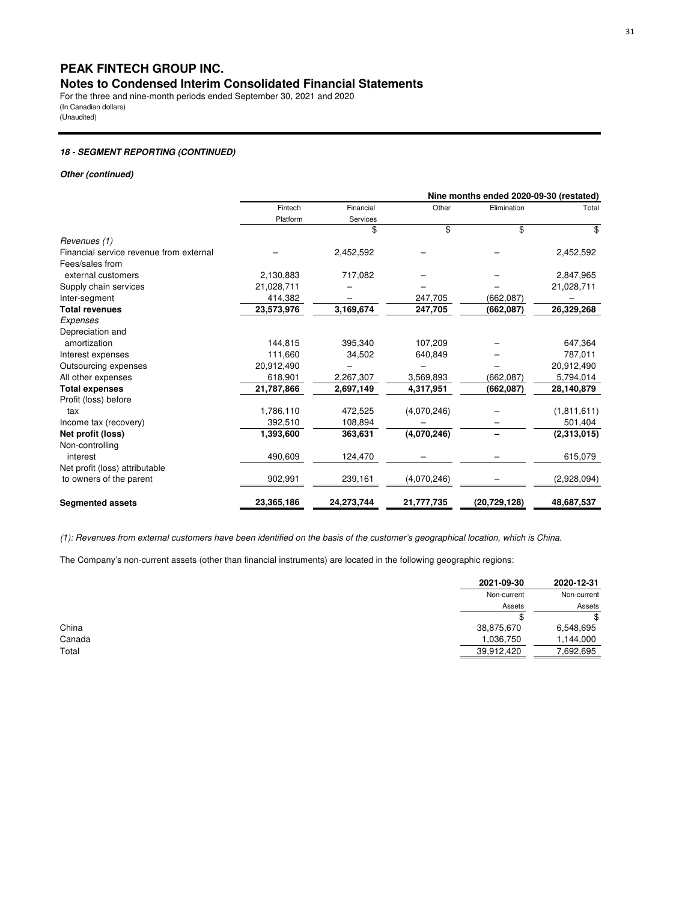# PEAK FINTECH GROUP INC.

## Notes to Condensed Interim Consolidated Financial Statements

For the three and nine-month periods ended September 30, 2021 and 2020
(In Canadian dollars)
(Unaudited)

### *18 - SEGMENT REPORTING (CONTINUED)*

***Other (continued)***

| | Nine months ended 2020-09-30 (restated) | | | | |
|---|---|---|---|---|---|
| | Fintech Platform | Financial Services | Other | Elimination | Total |
| | | $ | $ | $ | $ |
| *Revenues (1)* | | | | | |
| Financial service revenue from external | – | 2,452,592 | – | – | 2,452,592 |
| Fees/sales from external customers | 2,130,883 | 717,082 | – | – | 2,847,965 |
| Supply chain services | 21,028,711 | – | – | – | 21,028,711 |
| Inter-segment | 414,382 | – | 247,705 | (662,087) | – |
| **Total revenues** | **23,573,976** | **3,169,674** | **247,705** | **(662,087)** | **26,329,268** |
| *Expenses* | | | | | |
| Depreciation and amortization | 144,815 | 395,340 | 107,209 | – | 647,364 |
| Interest expenses | 111,660 | 34,502 | 640,849 | – | 787,011 |
| Outsourcing expenses | 20,912,490 | – | – | – | 20,912,490 |
| All other expenses | 618,901 | 2,267,307 | 3,569,893 | (662,087) | 5,794,014 |
| **Total expenses** | **21,787,866** | **2,697,149** | **4,317,951** | **(662,087)** | **28,140,879** |
| Profit (loss) before tax | 1,786,110 | 472,525 | (4,070,246) | – | (1,811,611) |
| Income tax (recovery) | 392,510 | 108,894 | – | – | 501,404 |
| **Net profit (loss)** | **1,393,600** | **363,631** | **(4,070,246)** | **–** | **(2,313,015)** |
| Non-controlling interest | 490,609 | 124,470 | – | – | 615,079 |
| Net profit (loss) attributable to owners of the parent | 902,991 | 239,161 | (4,070,246) | – | (2,928,094) |
| **Segmented assets** | **23,365,186** | **24,273,744** | **21,777,735** | **(20,729,128)** | **48,687,537** |

*(1): Revenues from external customers have been identified on the basis of the customer's geographical location, which is China.*

The Company's non-current assets (other than financial instruments) are located in the following geographic regions:

| | 2021-09-30 | 2020-12-31 |
|---|---|---|
| | Non-current Assets | Non-current Assets |
| | $ | $ |
| China | 38,875,670 | 6,548,695 |
| Canada | 1,036,750 | 1,144,000 |
| Total | 39,912,420 | 7,692,695 |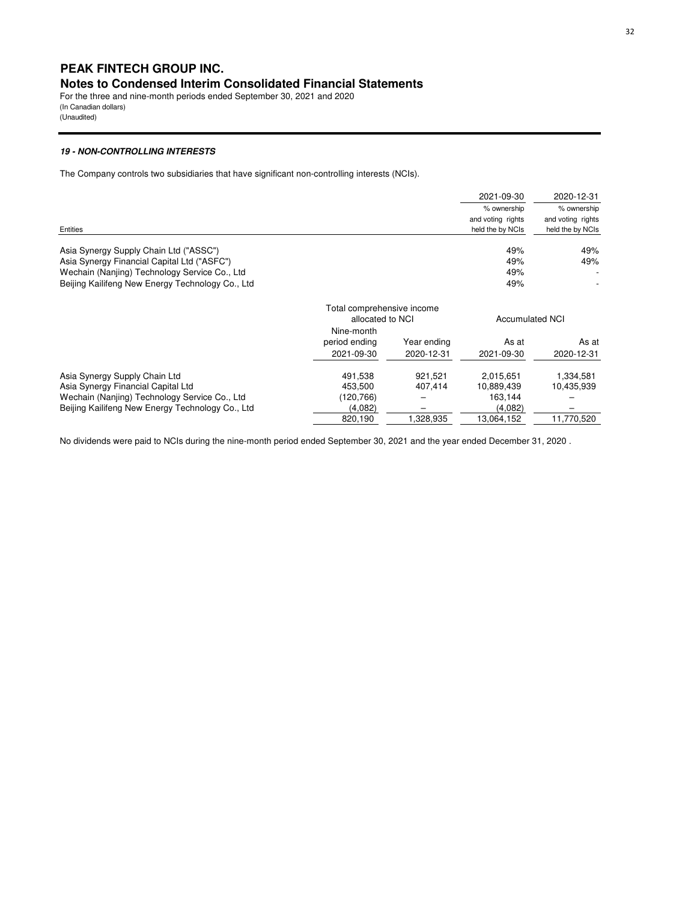### *19 - NON-CONTROLLING INTERESTS*

The Company controls two subsidiaries that have significant non-controlling interests (NCIs).

| Entities | 2021-09-30<br>% ownership and voting rights held the by NCIs | 2020-12-31<br>% ownership and voting rights held the by NCIs |
|---|---|---|
| Asia Synergy Supply Chain Ltd ("ASSC") | 49% | 49% |
| Asia Synergy Financial Capital Ltd ("ASFC") | 49% | 49% |
| Wechain (Nanjing) Technology Service Co., Ltd | 49% | - |
| Beijing Kailifeng New Energy Technology Co., Ltd | 49% | - |

| | Total comprehensive income allocated to NCI | | Accumulated NCI | |
|---|---|---|---|---|
| | Nine-month period ending<br>2021-09-30 | Year ending<br>2020-12-31 | As at<br>2021-09-30 | As at<br>2020-12-31 |
| Asia Synergy Supply Chain Ltd | 491,538 | 921,521 | 2,015,651 | 1,334,581 |
| Asia Synergy Financial Capital Ltd | 453,500 | 407,414 | 10,889,439 | 10,435,939 |
| Wechain (Nanjing) Technology Service Co., Ltd | (120,766) | – | 163,144 | – |
| Beijing Kailifeng New Energy Technology Co., Ltd | (4,082) | – | (4,082) | – |
| | 820,190 | 1,328,935 | 13,064,152 | 11,770,520 |

No dividends were paid to NCIs during the nine-month period ended September 30, 2021 and the year ended December 31, 2020 .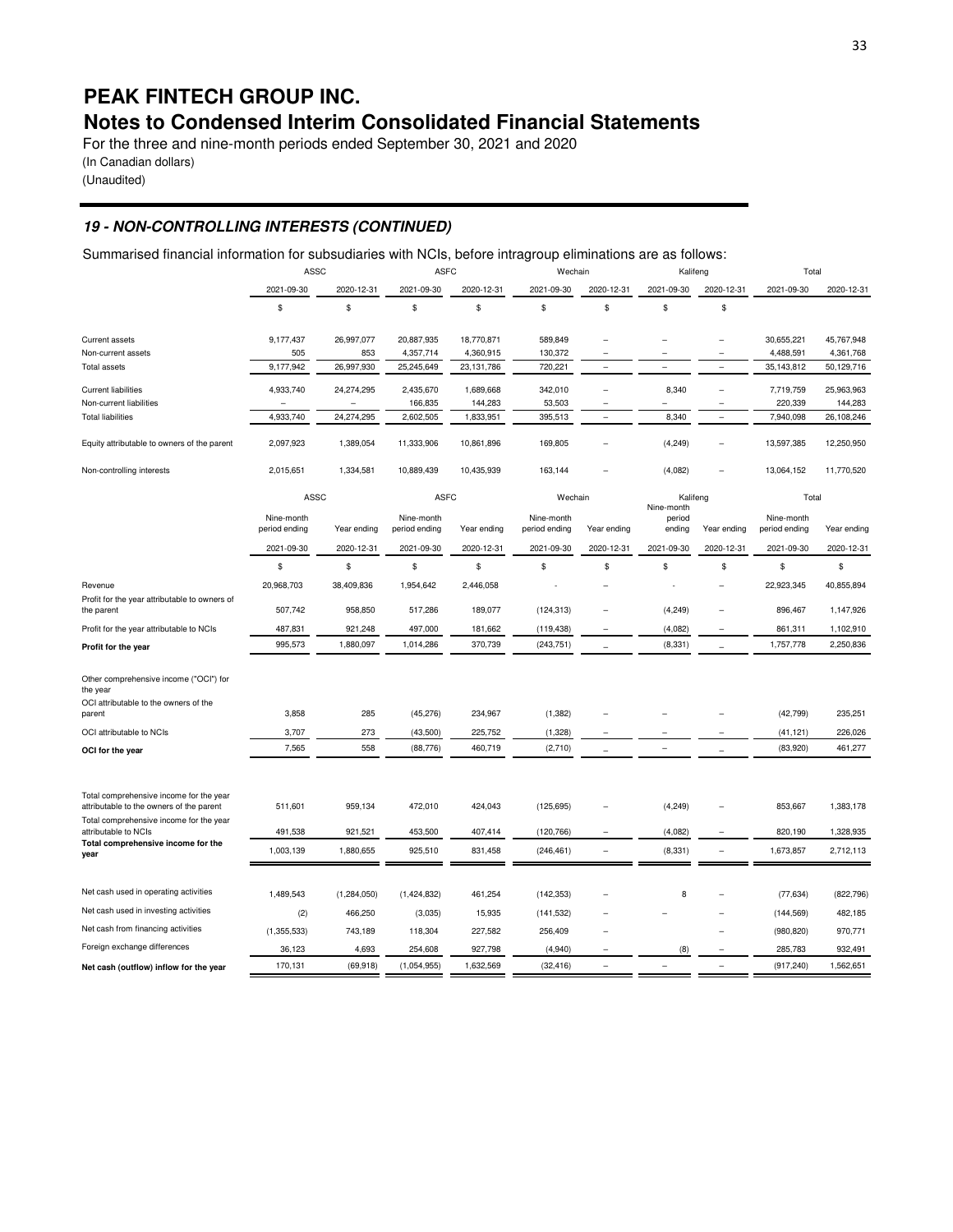# PEAK FINTECH GROUP INC.

# Notes to Condensed Interim Consolidated Financial Statements

For the three and nine-month periods ended September 30, 2021 and 2020

(In Canadian dollars)

(Unaudited)

## *19 - NON-CONTROLLING INTERESTS (CONTINUED)*

Summarised financial information for subsidiaries with NCIs, before intragroup eliminations are as follows:

| | ASSC | | ASFC | | Wechain | | Kalifeng | | Total | |
|---|---|---|---|---|---|---|---|---|---|---|
| | 2021-09-30 | 2020-12-31 | 2021-09-30 | 2020-12-31 | 2021-09-30 | 2020-12-31 | 2021-09-30 | 2020-12-31 | 2021-09-30 | 2020-12-31 |
| | $ | $ | $ | $ | $ | $ | $ | $ | | |
| Current assets | 9,177,437 | 26,997,077 | 20,887,935 | 18,770,871 | 589,849 | – | – | – | 30,655,221 | 45,767,948 |
| Non-current assets | 505 | 853 | 4,357,714 | 4,360,915 | 130,372 | – | – | – | 4,488,591 | 4,361,768 |
| Total assets | 9,177,942 | 26,997,930 | 25,245,649 | 23,131,786 | 720,221 | – | – | – | 35,143,812 | 50,129,716 |
| Current liabilities | 4,933,740 | 24,274,295 | 2,435,670 | 1,689,668 | 342,010 | – | 8,340 | – | 7,719,759 | 25,963,963 |
| Non-current liabilities | – | – | 166,835 | 144,283 | 53,503 | – | – | – | 220,339 | 144,283 |
| Total liabilities | 4,933,740 | 24,274,295 | 2,602,505 | 1,833,951 | 395,513 | – | 8,340 | – | 7,940,098 | 26,108,246 |
| Equity attributable to owners of the parent | 2,097,923 | 1,389,054 | 11,333,906 | 10,861,896 | 169,805 | – | (4,249) | – | 13,597,385 | 12,250,950 |
| Non-controlling interests | 2,015,651 | 1,334,581 | 10,889,439 | 10,435,939 | 163,144 | – | (4,082) | – | 13,064,152 | 11,770,520 |

| | ASSC | | ASFC | | Wechain | | Kalifeng | | Total | |
|---|---|---|---|---|---|---|---|---|---|---|
| | Nine-month period ending | Year ending | Nine-month period ending | Year ending | Nine-month period ending | Year ending | Nine-month period ending | Year ending | Nine-month period ending | Year ending |
| | 2021-09-30 | 2020-12-31 | 2021-09-30 | 2020-12-31 | 2021-09-30 | 2020-12-31 | 2021-09-30 | 2020-12-31 | 2021-09-30 | 2020-12-31 |
| | $ | $ | $ | $ | $ | $ | $ | $ | $ | $ |
| Revenue | 20,968,703 | 38,409,836 | 1,954,642 | 2,446,058 | - | – | - | – | 22,923,345 | 40,855,894 |
| Profit for the year attributable to owners of the parent | 507,742 | 958,850 | 517,286 | 189,077 | (124,313) | – | (4,249) | – | 896,467 | 1,147,926 |
| Profit for the year attributable to NCIs | 487,831 | 921,248 | 497,000 | 181,662 | (119,438) | – | (4,082) | – | 861,311 | 1,102,910 |
| **Profit for the year** | 995,573 | 1,880,097 | 1,014,286 | 370,739 | (243,751) | – | (8,331) | – | 1,757,778 | 2,250,836 |
| Other comprehensive income ("OCI") for the year | | | | | | | | | | |
| OCI attributable to the owners of the parent | 3,858 | 285 | (45,276) | 234,967 | (1,382) | – | – | – | (42,799) | 235,251 |
| OCI attributable to NCIs | 3,707 | 273 | (43,500) | 225,752 | (1,328) | – | – | – | (41,121) | 226,026 |
| **OCI for the year** | 7,565 | 558 | (88,776) | 460,719 | (2,710) | – | – | – | (83,920) | 461,277 |
| Total comprehensive income for the year attributable to the owners of the parent | 511,601 | 959,134 | 472,010 | 424,043 | (125,695) | – | (4,249) | – | 853,667 | 1,383,178 |
| Total comprehensive income for the year attributable to NCIs | 491,538 | 921,521 | 453,500 | 407,414 | (120,766) | – | (4,082) | – | 820,190 | 1,328,935 |
| **Total comprehensive income for the year** | 1,003,139 | 1,880,655 | 925,510 | 831,458 | (246,461) | – | (8,331) | – | 1,673,857 | 2,712,113 |
| Net cash used in operating activities | 1,489,543 | (1,284,050) | (1,424,832) | 461,254 | (142,353) | – | 8 | – | (77,634) | (822,796) |
| Net cash used in investing activities | (2) | 466,250 | (3,035) | 15,935 | (141,532) | – | – | – | (144,569) | 482,185 |
| Net cash from financing activities | (1,355,533) | 743,189 | 118,304 | 227,582 | 256,409 | – | | – | (980,820) | 970,771 |
| Foreign exchange differences | 36,123 | 4,693 | 254,608 | 927,798 | (4,940) | – | (8) | – | 285,783 | 932,491 |
| **Net cash (outflow) inflow for the year** | 170,131 | (69,918) | (1,054,955) | 1,632,569 | (32,416) | – | – | – | (917,240) | 1,562,651 |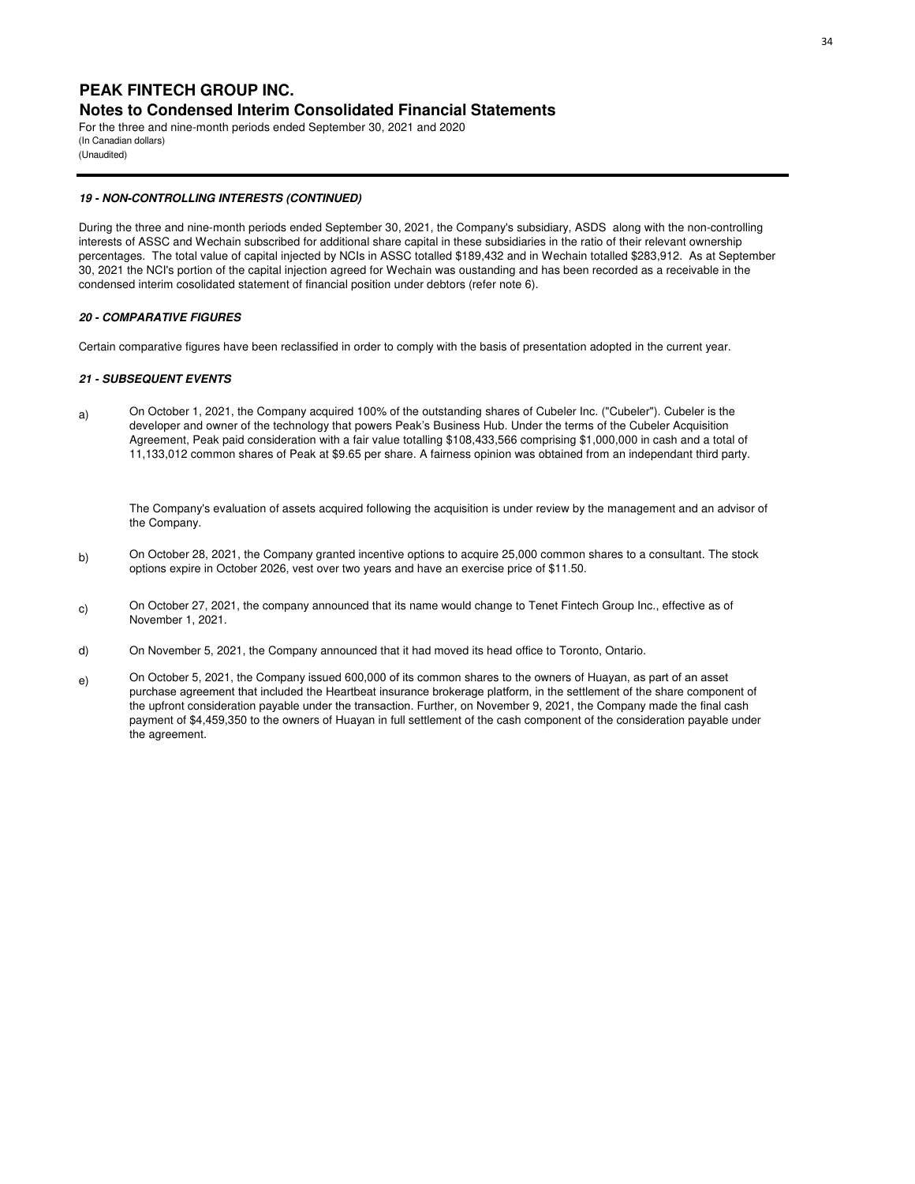# PEAK FINTECH GROUP INC.

## Notes to Condensed Interim Consolidated Financial Statements

For the three and nine-month periods ended September 30, 2021 and 2020
(In Canadian dollars)
(Unaudited)

***19 - NON-CONTROLLING INTERESTS (CONTINUED)***

During the three and nine-month periods ended September 30, 2021, the Company's subsidiary, ASDS along with the non-controlling interests of ASSC and Wechain subscribed for additional share capital in these subsidiaries in the ratio of their relevant ownership percentages. The total value of capital injected by NCIs in ASSC totalled $189,432 and in Wechain totalled $283,912. As at September 30, 2021 the NCI's portion of the capital injection agreed for Wechain was oustanding and has been recorded as a receivable in the condensed interim cosolidated statement of financial position under debtors (refer note 6).

***20 - COMPARATIVE FIGURES***

Certain comparative figures have been reclassified in order to comply with the basis of presentation adopted in the current year.

***21 - SUBSEQUENT EVENTS***

a) On October 1, 2021, the Company acquired 100% of the outstanding shares of Cubeler Inc. ("Cubeler"). Cubeler is the developer and owner of the technology that powers Peak's Business Hub. Under the terms of the Cubeler Acquisition Agreement, Peak paid consideration with a fair value totalling $108,433,566 comprising $1,000,000 in cash and a total of 11,133,012 common shares of Peak at $9.65 per share. A fairness opinion was obtained from an independant third party.

   The Company's evaluation of assets acquired following the acquisition is under review by the management and an advisor of the Company.

b) On October 28, 2021, the Company granted incentive options to acquire 25,000 common shares to a consultant. The stock options expire in October 2026, vest over two years and have an exercise price of $11.50.

c) On October 27, 2021, the company announced that its name would change to Tenet Fintech Group Inc., effective as of November 1, 2021.

d) On November 5, 2021, the Company announced that it had moved its head office to Toronto, Ontario.

e) On October 5, 2021, the Company issued 600,000 of its common shares to the owners of Huayan, as part of an asset purchase agreement that included the Heartbeat insurance brokerage platform, in the settlement of the share component of the upfront consideration payable under the transaction. Further, on November 9, 2021, the Company made the final cash payment of $4,459,350 to the owners of Huayan in full settlement of the cash component of the consideration payable under the agreement.